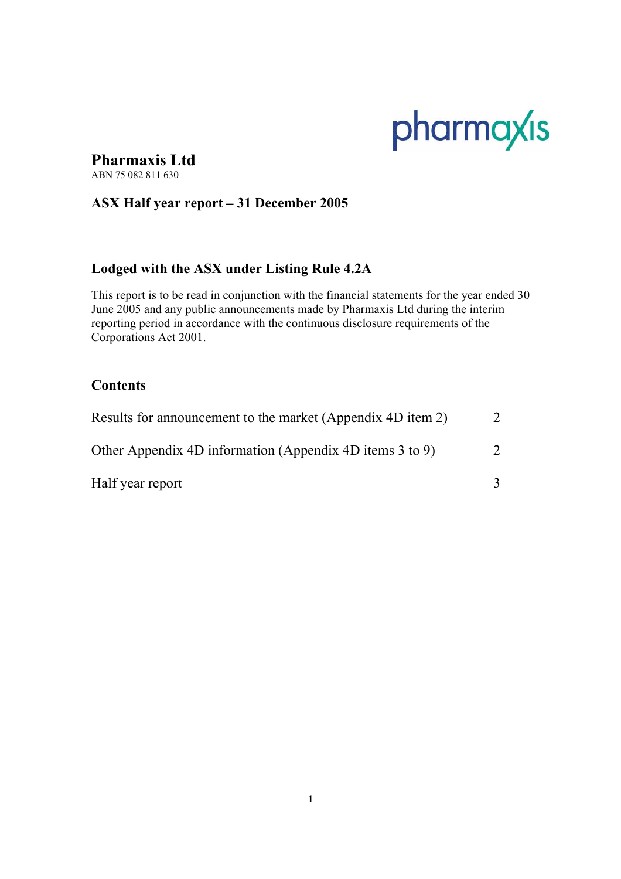# Pharmaxis Ltd

ABN 75 082 811 630

## ASX Half year report – 31 December 2005

### Lodged with the ASX under Listing Rule 4.2A

This report is to be read in conjunction with the financial statements for the year ended 30 June 2005 and any public announcements made by Pharmaxis Ltd during the interim reporting period in accordance with the continuous disclosure requirements of the Corporations Act 2001.

### Contents

| | |
|---|---|
| Results for announcement to the market (Appendix 4D item 2) | 2 |
| Other Appendix 4D information (Appendix 4D items 3 to 9) | 2 |
| Half year report | 3 |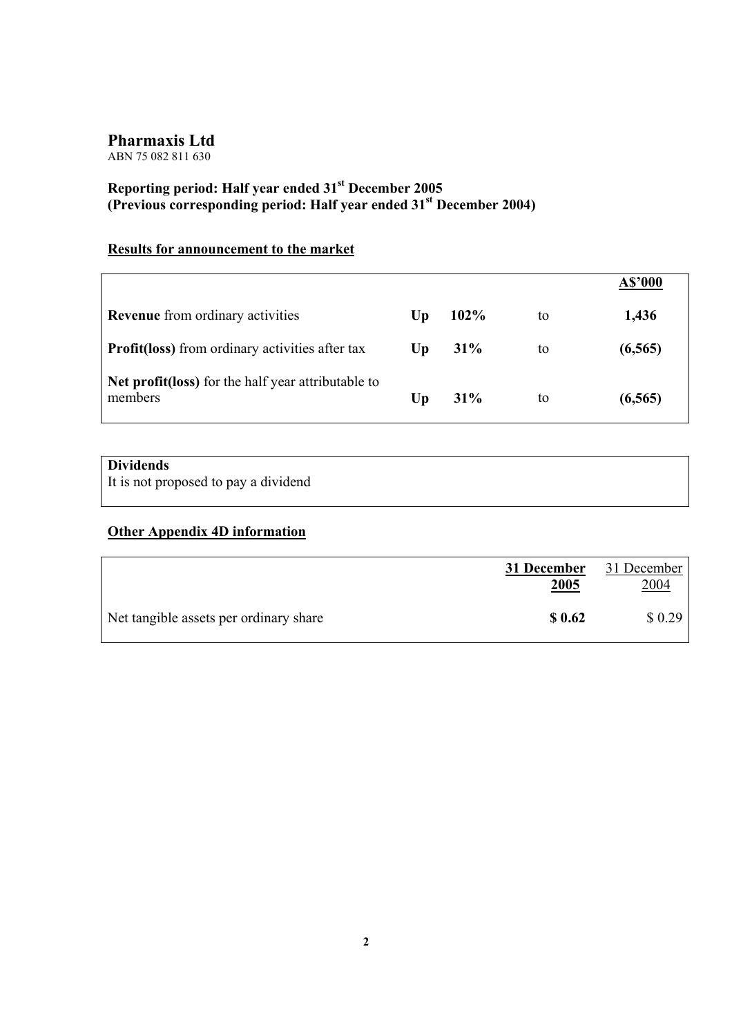# Pharmaxis Ltd

ABN 75 082 811 630

## Reporting period: Half year ended 31st December 2005
## (Previous corresponding period: Half year ended 31st December 2004)

### Results for announcement to the market

| | | | | A$'000 |
|---|---|---|---|---|
| **Revenue** from ordinary activities | **Up** | **102%** | to | **1,436** |
| **Profit(loss)** from ordinary activities after tax | **Up** | **31%** | to | **(6,565)** |
| **Net profit(loss)** for the half year attributable to members | **Up** | **31%** | to | **(6,565)** |

**Dividends**

It is not proposed to pay a dividend

### Other Appendix 4D information

| | **31 December 2005** | 31 December 2004 |
|---|---|---|
| Net tangible assets per ordinary share | **$ 0.62** | $ 0.29 |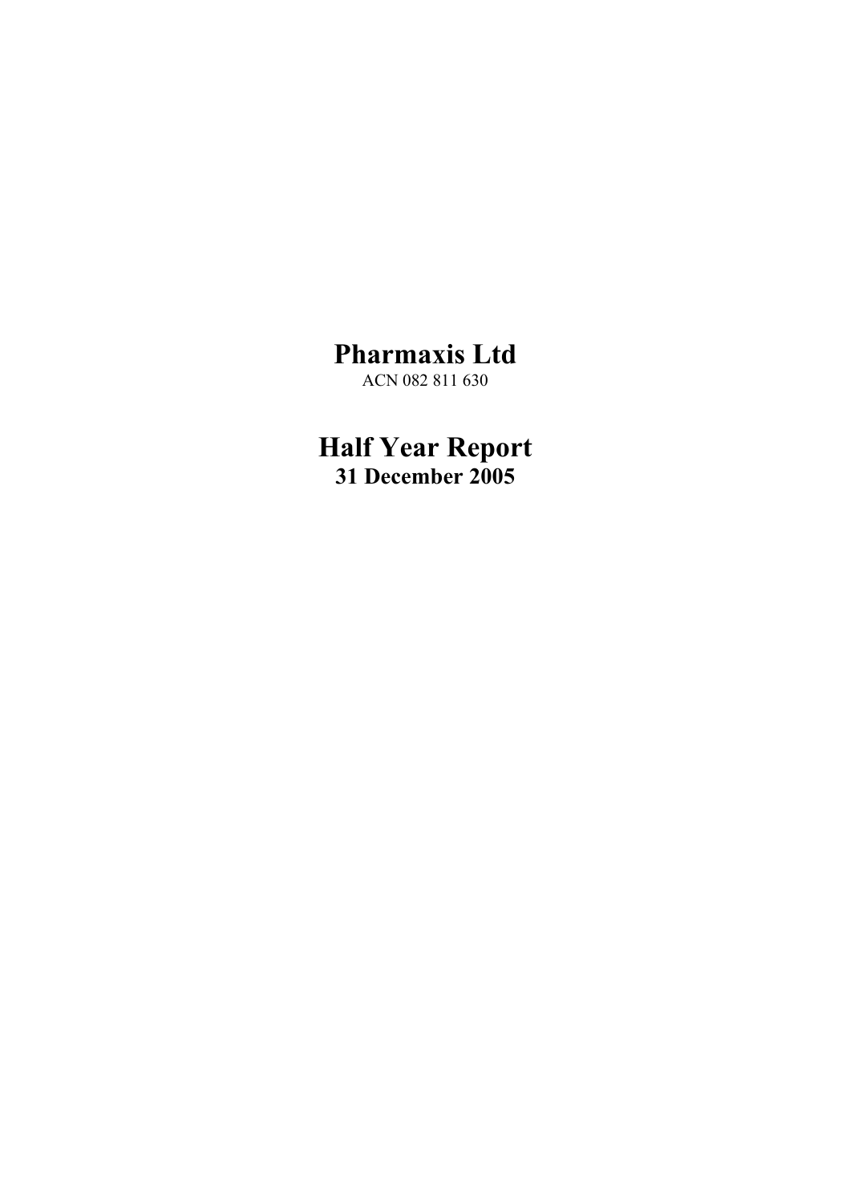# Pharmaxis Ltd

ACN 082 811 630

# Half Year Report

**31 December 2005**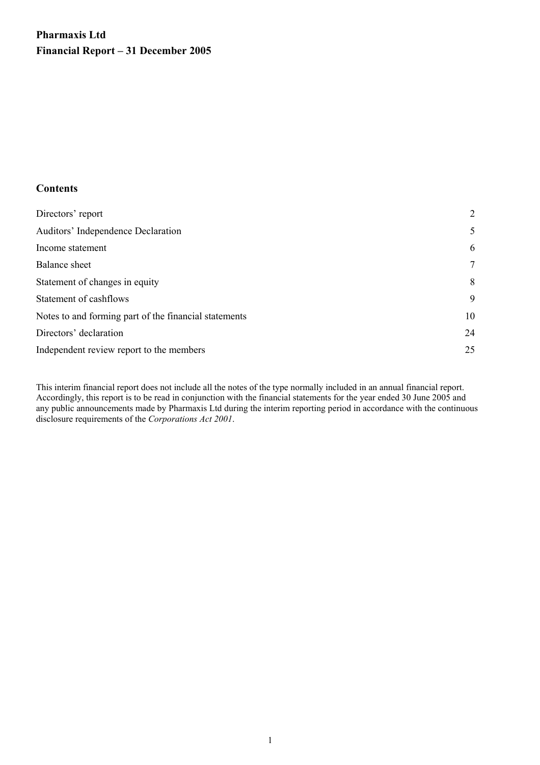# Pharmaxis Ltd

# Financial Report – 31 December 2005

## Contents

| | |
|---|---|
| Directors' report | 2 |
| Auditors' Independence Declaration | 5 |
| Income statement | 6 |
| Balance sheet | 7 |
| Statement of changes in equity | 8 |
| Statement of cashflows | 9 |
| Notes to and forming part of the financial statements | 10 |
| Directors' declaration | 24 |
| Independent review report to the members | 25 |

This interim financial report does not include all the notes of the type normally included in an annual financial report. Accordingly, this report is to be read in conjunction with the financial statements for the year ended 30 June 2005 and any public announcements made by Pharmaxis Ltd during the interim reporting period in accordance with the continuous disclosure requirements of the *Corporations Act 2001*.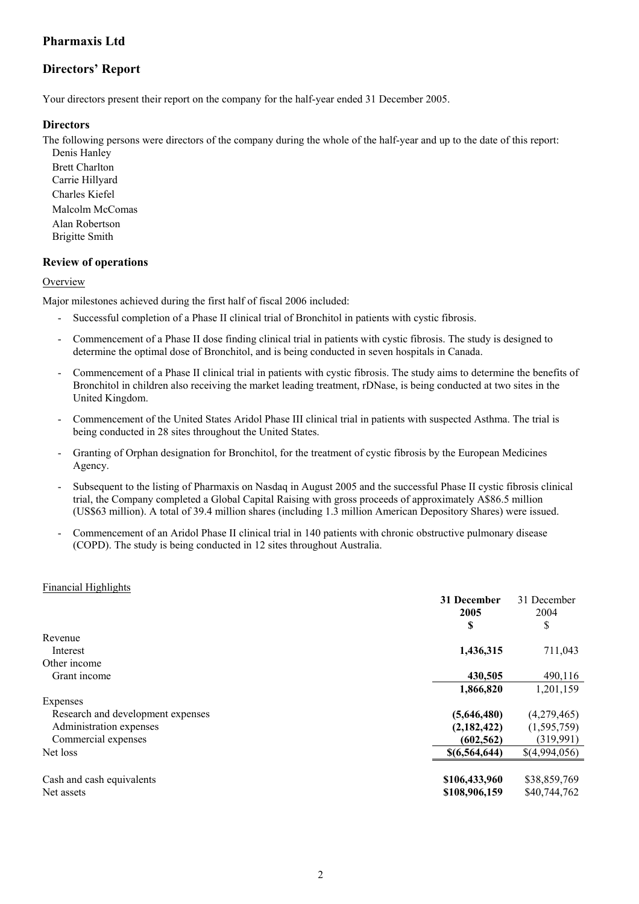# Pharmaxis Ltd

## Directors' Report

Your directors present their report on the company for the half-year ended 31 December 2005.

### Directors

The following persons were directors of the company during the whole of the half-year and up to the date of this report:

Denis Hanley
Brett Charlton
Carrie Hillyard
Charles Kiefel
Malcolm McComas
Alan Robertson
Brigitte Smith

### Review of operations

Overview

Major milestones achieved during the first half of fiscal 2006 included:

- Successful completion of a Phase II clinical trial of Bronchitol in patients with cystic fibrosis.
- Commencement of a Phase II dose finding clinical trial in patients with cystic fibrosis. The study is designed to determine the optimal dose of Bronchitol, and is being conducted in seven hospitals in Canada.
- Commencement of a Phase II clinical trial in patients with cystic fibrosis. The study aims to determine the benefits of Bronchitol in children also receiving the market leading treatment, rDNase, is being conducted at two sites in the United Kingdom.
- Commencement of the United States Aridol Phase III clinical trial in patients with suspected Asthma. The trial is being conducted in 28 sites throughout the United States.
- Granting of Orphan designation for Bronchitol, for the treatment of cystic fibrosis by the European Medicines Agency.
- Subsequent to the listing of Pharmaxis on Nasdaq in August 2005 and the successful Phase II cystic fibrosis clinical trial, the Company completed a Global Capital Raising with gross proceeds of approximately A$86.5 million (US$63 million). A total of 39.4 million shares (including 1.3 million American Depository Shares) were issued.
- Commencement of an Aridol Phase II clinical trial in 140 patients with chronic obstructive pulmonary disease (COPD). The study is being conducted in 12 sites throughout Australia.

Financial Highlights

| | **31 December 2005** | 31 December 2004 |
|---|---|---|
| | **$** | $ |
| Revenue | | |
| Interest | **1,436,315** | 711,043 |
| Other income | | |
| Grant income | **430,505** | 490,116 |
| | **1,866,820** | 1,201,159 |
| Expenses | | |
| Research and development expenses | **(5,646,480)** | (4,279,465) |
| Administration expenses | **(2,182,422)** | (1,595,759) |
| Commercial expenses | **(602,562)** | (319,991) |
| Net loss | **$(6,564,644)** | $(4,994,056) |
| | | |
| Cash and cash equivalents | **$106,433,960** | $38,859,769 |
| Net assets | **$108,906,159** | $40,744,762 |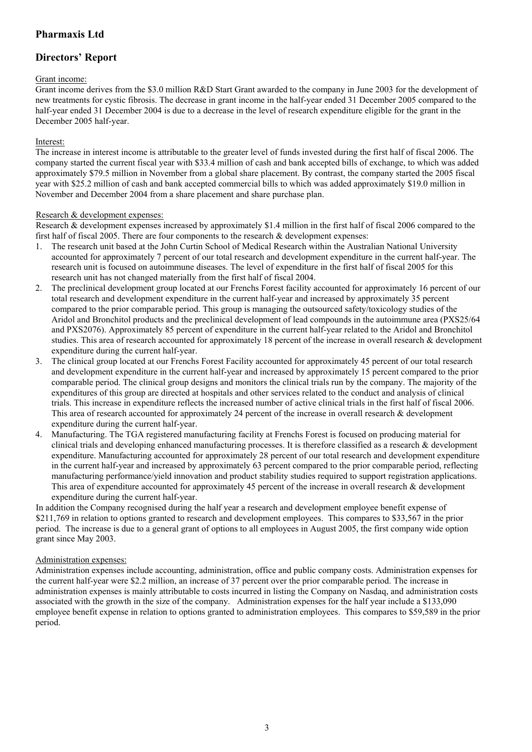# Pharmaxis Ltd

## Directors' Report

Grant income:

Grant income derives from the $3.0 million R&D Start Grant awarded to the company in June 2003 for the development of new treatments for cystic fibrosis. The decrease in grant income in the half-year ended 31 December 2005 compared to the half-year ended 31 December 2004 is due to a decrease in the level of research expenditure eligible for the grant in the December 2005 half-year.

Interest:

The increase in interest income is attributable to the greater level of funds invested during the first half of fiscal 2006. The company started the current fiscal year with $33.4 million of cash and bank accepted bills of exchange, to which was added approximately $79.5 million in November from a global share placement. By contrast, the company started the 2005 fiscal year with $25.2 million of cash and bank accepted commercial bills to which was added approximately $19.0 million in November and December 2004 from a share placement and share purchase plan.

Research & development expenses:

Research & development expenses increased by approximately $1.4 million in the first half of fiscal 2006 compared to the first half of fiscal 2005. There are four components to the research & development expenses:

1. The research unit based at the John Curtin School of Medical Research within the Australian National University accounted for approximately 7 percent of our total research and development expenditure in the current half-year. The research unit is focused on autoimmune diseases. The level of expenditure in the first half of fiscal 2005 for this research unit has not changed materially from the first half of fiscal 2004.
2. The preclinical development group located at our Frenchs Forest facility accounted for approximately 16 percent of our total research and development expenditure in the current half-year and increased by approximately 35 percent compared to the prior comparable period. This group is managing the outsourced safety/toxicology studies of the Aridol and Bronchitol products and the preclinical development of lead compounds in the autoimmune area (PXS25/64 and PXS2076). Approximately 85 percent of expenditure in the current half-year related to the Aridol and Bronchitol studies. This area of research accounted for approximately 18 percent of the increase in overall research & development expenditure during the current half-year.
3. The clinical group located at our Frenchs Forest Facility accounted for approximately 45 percent of our total research and development expenditure in the current half-year and increased by approximately 15 percent compared to the prior comparable period. The clinical group designs and monitors the clinical trials run by the company. The majority of the expenditures of this group are directed at hospitals and other services related to the conduct and analysis of clinical trials. This increase in expenditure reflects the increased number of active clinical trials in the first half of fiscal 2006. This area of research accounted for approximately 24 percent of the increase in overall research & development expenditure during the current half-year.
4. Manufacturing. The TGA registered manufacturing facility at Frenchs Forest is focused on producing material for clinical trials and developing enhanced manufacturing processes. It is therefore classified as a research & development expenditure. Manufacturing accounted for approximately 28 percent of our total research and development expenditure in the current half-year and increased by approximately 63 percent compared to the prior comparable period, reflecting manufacturing performance/yield innovation and product stability studies required to support registration applications. This area of expenditure accounted for approximately 45 percent of the increase in overall research & development expenditure during the current half-year.

In addition the Company recognised during the half year a research and development employee benefit expense of $211,769 in relation to options granted to research and development employees. This compares to $33,567 in the prior period. The increase is due to a general grant of options to all employees in August 2005, the first company wide option grant since May 2003.

Administration expenses:

Administration expenses include accounting, administration, office and public company costs. Administration expenses for the current half-year were $2.2 million, an increase of 37 percent over the prior comparable period. The increase in administration expenses is mainly attributable to costs incurred in listing the Company on Nasdaq, and administration costs associated with the growth in the size of the company. Administration expenses for the half year include a $133,090 employee benefit expense in relation to options granted to administration employees. This compares to $59,589 in the prior period.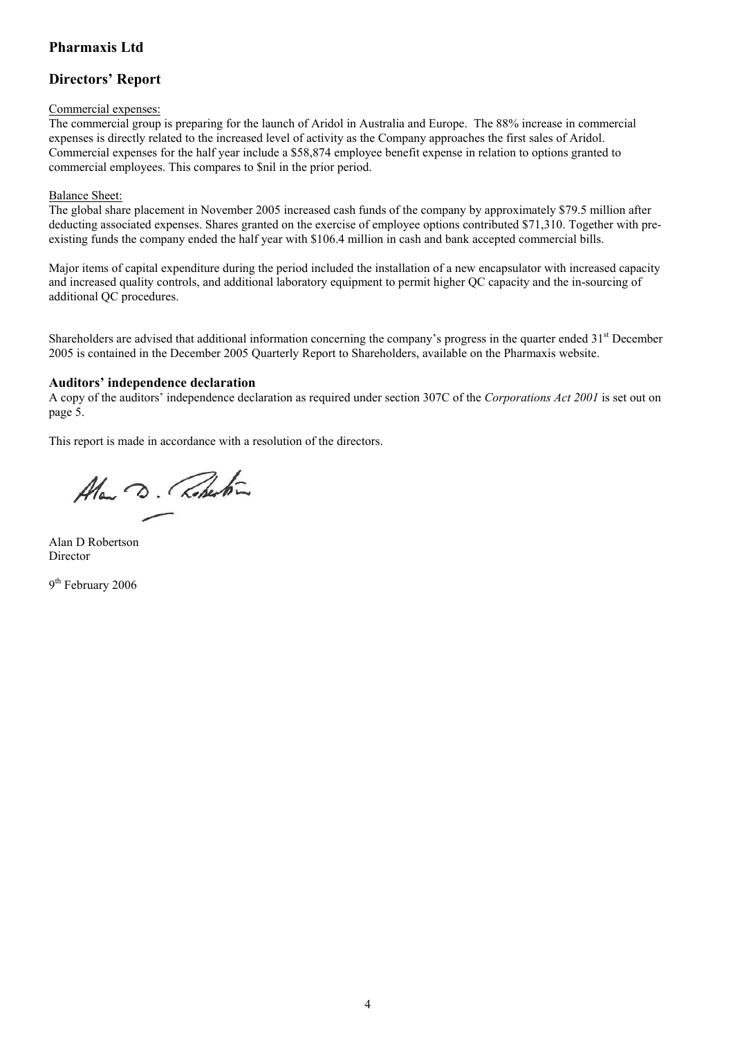## Pharmaxis Ltd

## Directors' Report

Commercial expenses:

The commercial group is preparing for the launch of Aridol in Australia and Europe. The 88% increase in commercial expenses is directly related to the increased level of activity as the Company approaches the first sales of Aridol. Commercial expenses for the half year include a $58,874 employee benefit expense in relation to options granted to commercial employees. This compares to $nil in the prior period.

Balance Sheet:

The global share placement in November 2005 increased cash funds of the company by approximately $79.5 million after deducting associated expenses. Shares granted on the exercise of employee options contributed $71,310. Together with pre-existing funds the company ended the half year with $106.4 million in cash and bank accepted commercial bills.

Major items of capital expenditure during the period included the installation of a new encapsulator with increased capacity and increased quality controls, and additional laboratory equipment to permit higher QC capacity and the in-sourcing of additional QC procedures.

Shareholders are advised that additional information concerning the company's progress in the quarter ended 31st December 2005 is contained in the December 2005 Quarterly Report to Shareholders, available on the Pharmaxis website.

### Auditors' independence declaration

A copy of the auditors' independence declaration as required under section 307C of the *Corporations Act 2001* is set out on page 5.

This report is made in accordance with a resolution of the directors.

Alan D Robertson
Director

9th February 2006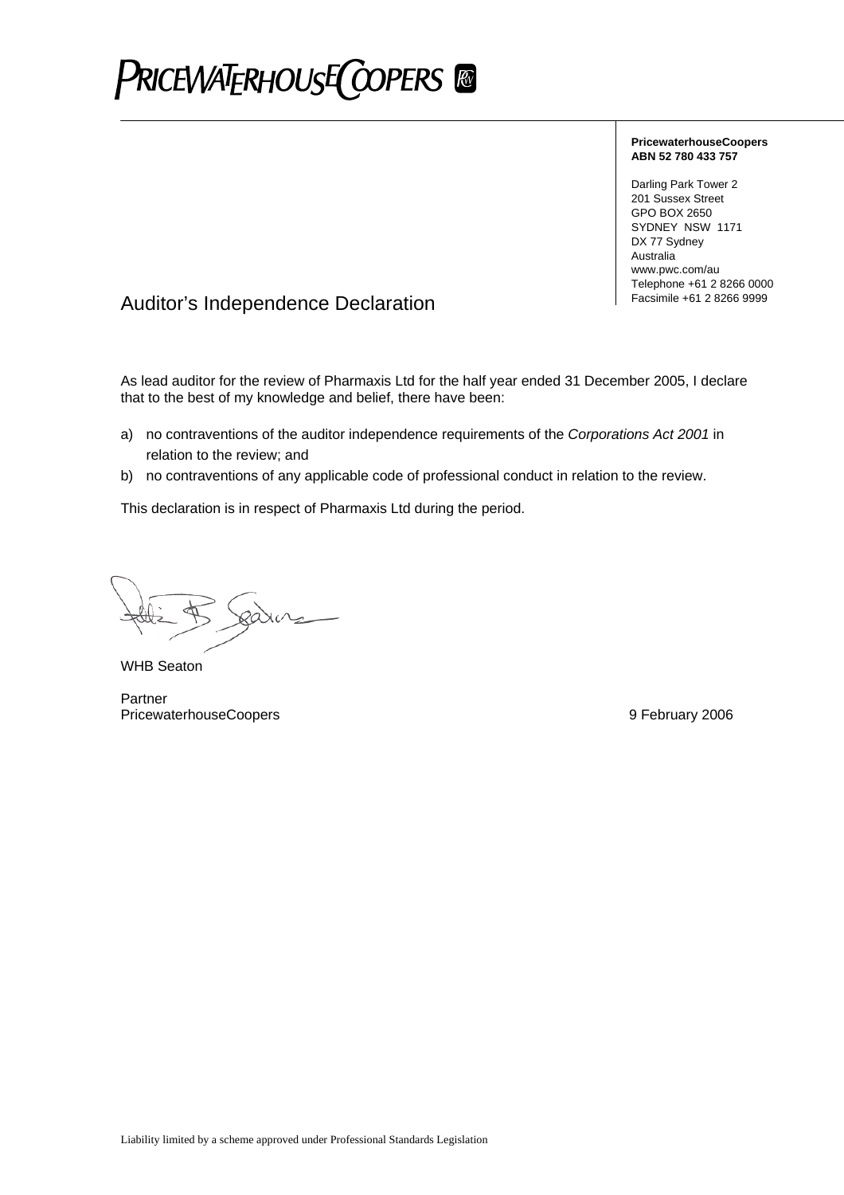PRICEWATERHOUSECOOPERS

**PricewaterhouseCoopers**
**ABN 52 780 433 757**

Darling Park Tower 2
201 Sussex Street
GPO BOX 2650
SYDNEY NSW 1171
DX 77 Sydney
Australia
www.pwc.com/au
Telephone +61 2 8266 0000
Facsimile +61 2 8266 9999

# Auditor's Independence Declaration

As lead auditor for the review of Pharmaxis Ltd for the half year ended 31 December 2005, I declare that to the best of my knowledge and belief, there have been:

a) no contraventions of the auditor independence requirements of the *Corporations Act 2001* in relation to the review; and

b) no contraventions of any applicable code of professional conduct in relation to the review.

This declaration is in respect of Pharmaxis Ltd during the period.

WHB Seaton

Partner
PricewaterhouseCoopers

9 February 2006

Liability limited by a scheme approved under Professional Standards Legislation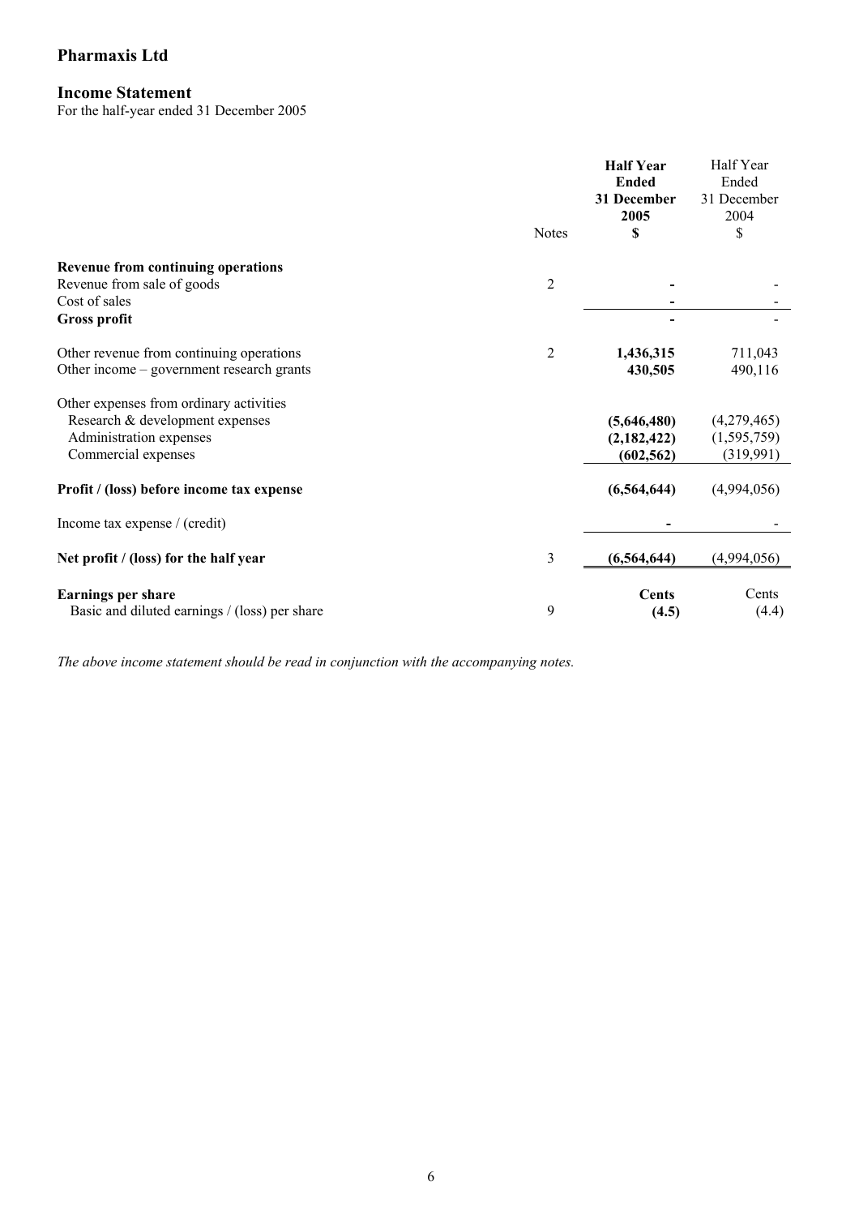# Pharmaxis Ltd

## Income Statement

For the half-year ended 31 December 2005

| | Notes | **Half Year Ended 31 December 2005 $** | Half Year Ended 31 December 2004 $ |
|---|---|---|---|
| **Revenue from continuing operations** | | | |
| Revenue from sale of goods | 2 | **-** | - |
| Cost of sales | | **-** | - |
| **Gross profit** | | **-** | - |
| | | | |
| Other revenue from continuing operations | 2 | **1,436,315** | 711,043 |
| Other income – government research grants | | **430,505** | 490,116 |
| | | | |
| Other expenses from ordinary activities | | | |
| Research & development expenses | | **(5,646,480)** | (4,279,465) |
| Administration expenses | | **(2,182,422)** | (1,595,759) |
| Commercial expenses | | **(602,562)** | (319,991) |
| | | | |
| **Profit / (loss) before income tax expense** | | **(6,564,644)** | (4,994,056) |
| | | | |
| Income tax expense / (credit) | | **-** | - |
| | | | |
| **Net profit / (loss) for the half year** | 3 | **(6,564,644)** | (4,994,056) |
| | | | |
| **Earnings per share** | | **Cents** | Cents |
| Basic and diluted earnings / (loss) per share | 9 | **(4.5)** | (4.4) |

*The above income statement should be read in conjunction with the accompanying notes.*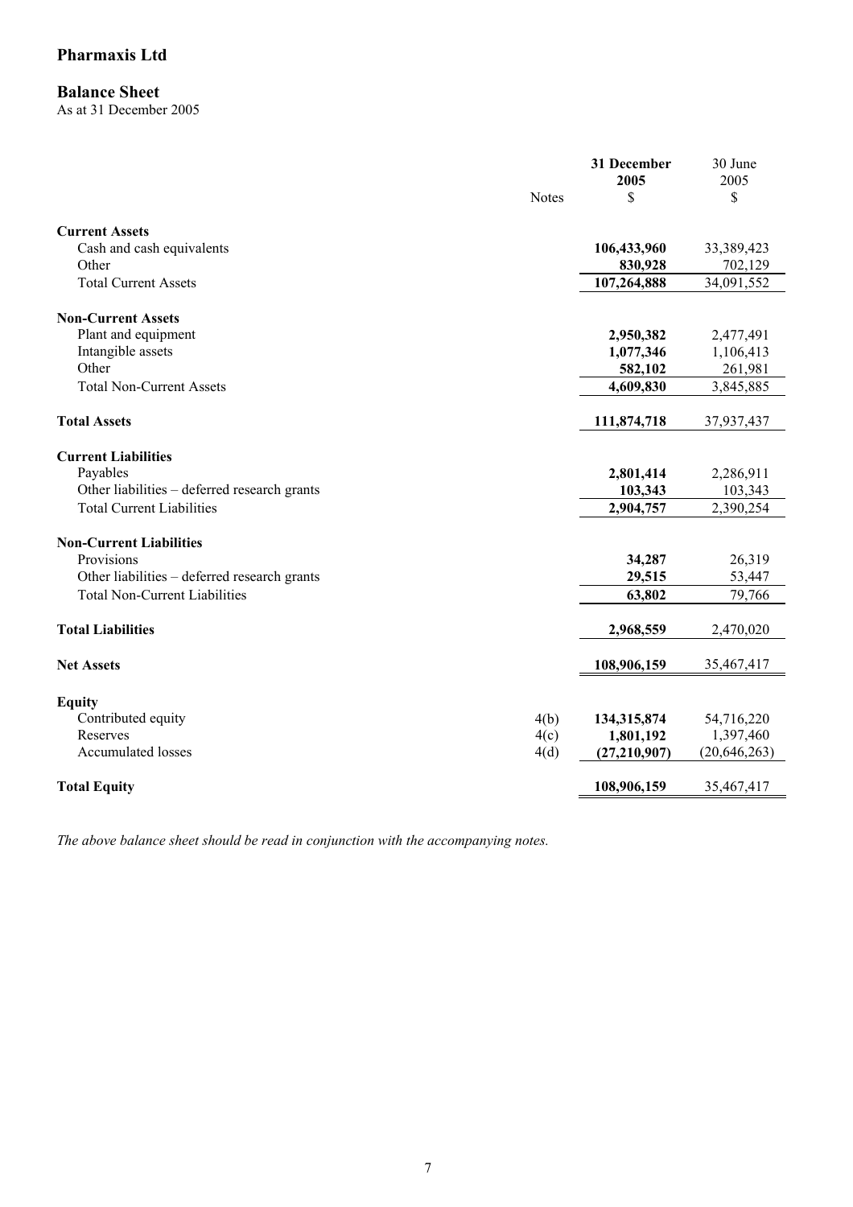# Pharmaxis Ltd

## Balance Sheet

As at 31 December 2005

| | Notes | **31 December 2005** | 30 June 2005 |
|---|---|---|---|
| | | **$** | $ |
| **Current Assets** | | | |
| Cash and cash equivalents | | **106,433,960** | 33,389,423 |
| Other | | **830,928** | 702,129 |
| Total Current Assets | | **107,264,888** | 34,091,552 |
| **Non-Current Assets** | | | |
| Plant and equipment | | **2,950,382** | 2,477,491 |
| Intangible assets | | **1,077,346** | 1,106,413 |
| Other | | **582,102** | 261,981 |
| Total Non-Current Assets | | **4,609,830** | 3,845,885 |
| **Total Assets** | | **111,874,718** | 37,937,437 |
| **Current Liabilities** | | | |
| Payables | | **2,801,414** | 2,286,911 |
| Other liabilities – deferred research grants | | **103,343** | 103,343 |
| Total Current Liabilities | | **2,904,757** | 2,390,254 |
| **Non-Current Liabilities** | | | |
| Provisions | | **34,287** | 26,319 |
| Other liabilities – deferred research grants | | **29,515** | 53,447 |
| Total Non-Current Liabilities | | **63,802** | 79,766 |
| **Total Liabilities** | | **2,968,559** | 2,470,020 |
| **Net Assets** | | **108,906,159** | 35,467,417 |
| **Equity** | | | |
| Contributed equity | 4(b) | **134,315,874** | 54,716,220 |
| Reserves | 4(c) | **1,801,192** | 1,397,460 |
| Accumulated losses | 4(d) | **(27,210,907)** | (20,646,263) |
| **Total Equity** | | **108,906,159** | 35,467,417 |

*The above balance sheet should be read in conjunction with the accompanying notes.*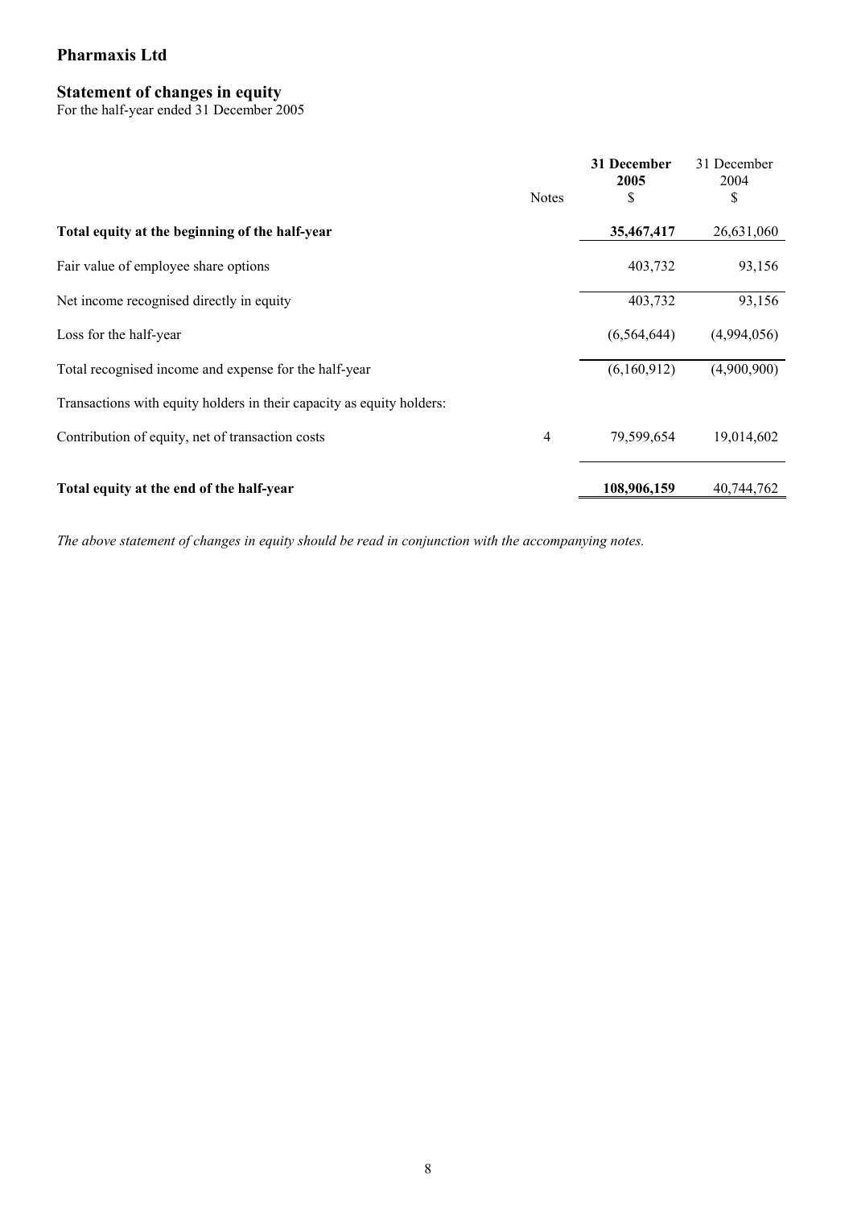# Pharmaxis Ltd

## Statement of changes in equity

For the half-year ended 31 December 2005

| | Notes | **31 December 2005** $ | 31 December 2004 $ |
|---|---|---|---|
| **Total equity at the beginning of the half-year** | | **35,467,417** | 26,631,060 |
| Fair value of employee share options | | 403,732 | 93,156 |
| Net income recognised directly in equity | | 403,732 | 93,156 |
| Loss for the half-year | | (6,564,644) | (4,994,056) |
| Total recognised income and expense for the half-year | | (6,160,912) | (4,900,900) |
| Transactions with equity holders in their capacity as equity holders: | | | |
| Contribution of equity, net of transaction costs | 4 | 79,599,654 | 19,014,602 |
| **Total equity at the end of the half-year** | | **108,906,159** | 40,744,762 |

*The above statement of changes in equity should be read in conjunction with the accompanying notes.*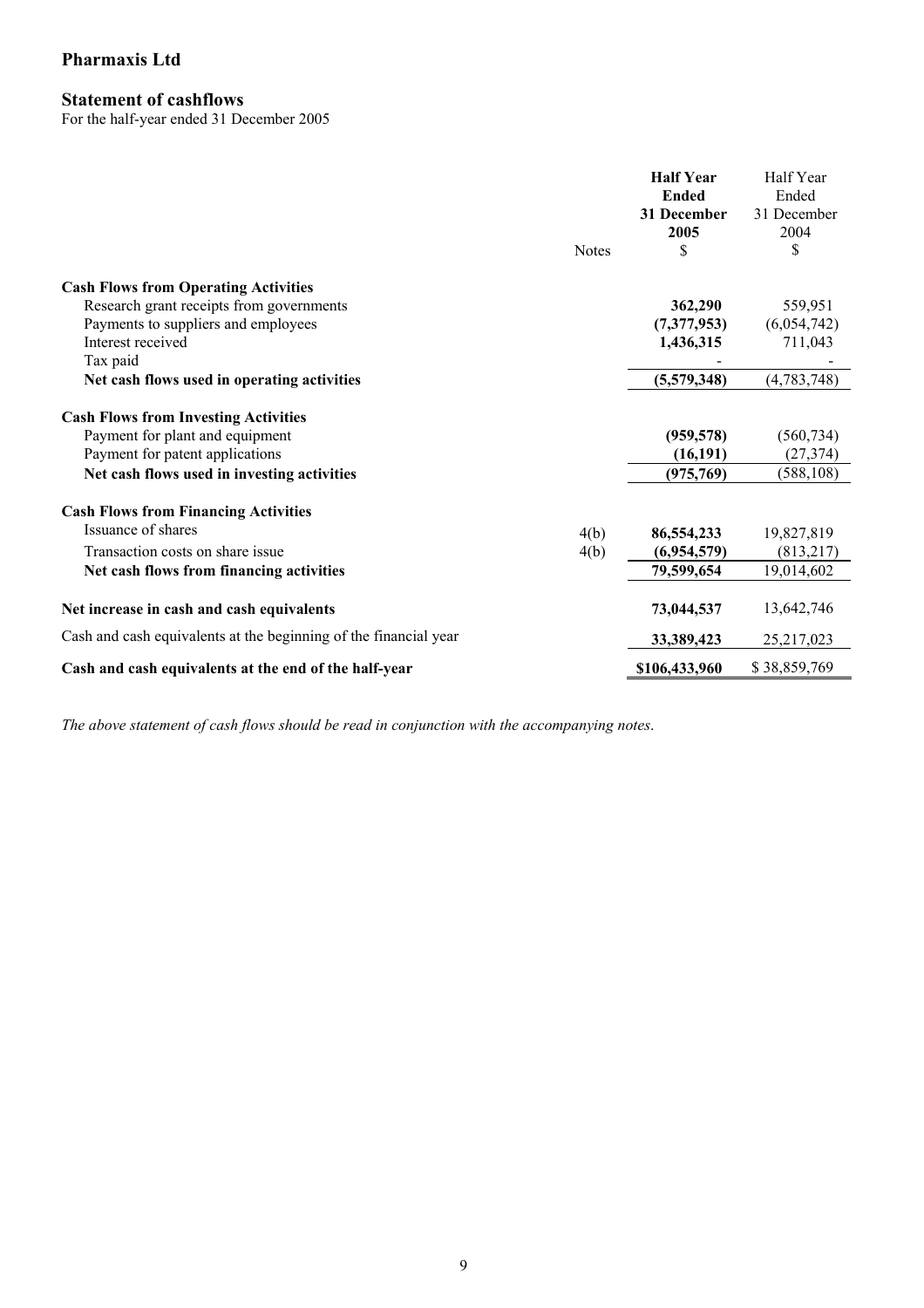## Pharmaxis Ltd

### Statement of cashflows

For the half-year ended 31 December 2005

| | Notes | **Half Year Ended 31 December 2005 $** | Half Year Ended 31 December 2004 $ |
|---|---|---|---|
| **Cash Flows from Operating Activities** | | | |
| Research grant receipts from governments | | **362,290** | 559,951 |
| Payments to suppliers and employees | | **(7,377,953)** | (6,054,742) |
| Interest received | | **1,436,315** | 711,043 |
| Tax paid | | - | - |
| **Net cash flows used in operating activities** | | **(5,579,348)** | (4,783,748) |
| **Cash Flows from Investing Activities** | | | |
| Payment for plant and equipment | | **(959,578)** | (560,734) |
| Payment for patent applications | | **(16,191)** | (27,374) |
| **Net cash flows used in investing activities** | | **(975,769)** | (588,108) |
| **Cash Flows from Financing Activities** | | | |
| Issuance of shares | 4(b) | **86,554,233** | 19,827,819 |
| Transaction costs on share issue | 4(b) | **(6,954,579)** | (813,217) |
| **Net cash flows from financing activities** | | **79,599,654** | 19,014,602 |
| **Net increase in cash and cash equivalents** | | **73,044,537** | 13,642,746 |
| Cash and cash equivalents at the beginning of the financial year | | **33,389,423** | 25,217,023 |
| **Cash and cash equivalents at the end of the half-year** | | **$106,433,960** | $ 38,859,769 |

*The above statement of cash flows should be read in conjunction with the accompanying notes.*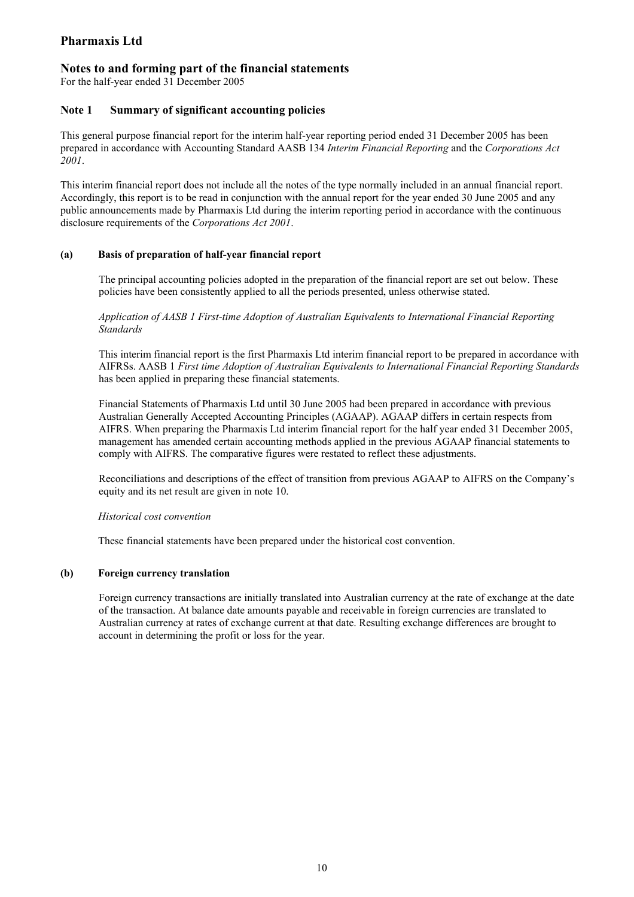# Pharmaxis Ltd

## Notes to and forming part of the financial statements

For the half-year ended 31 December 2005

## Note 1 Summary of significant accounting policies

This general purpose financial report for the interim half-year reporting period ended 31 December 2005 has been prepared in accordance with Accounting Standard AASB 134 *Interim Financial Reporting* and the *Corporations Act 2001*.

This interim financial report does not include all the notes of the type normally included in an annual financial report. Accordingly, this report is to be read in conjunction with the annual report for the year ended 30 June 2005 and any public announcements made by Pharmaxis Ltd during the interim reporting period in accordance with the continuous disclosure requirements of the *Corporations Act 2001*.

### (a) Basis of preparation of half-year financial report

The principal accounting policies adopted in the preparation of the financial report are set out below. These policies have been consistently applied to all the periods presented, unless otherwise stated.

*Application of AASB 1 First-time Adoption of Australian Equivalents to International Financial Reporting Standards*

This interim financial report is the first Pharmaxis Ltd interim financial report to be prepared in accordance with AIFRSs. AASB 1 *First time Adoption of Australian Equivalents to International Financial Reporting Standards* has been applied in preparing these financial statements.

Financial Statements of Pharmaxis Ltd until 30 June 2005 had been prepared in accordance with previous Australian Generally Accepted Accounting Principles (AGAAP). AGAAP differs in certain respects from AIFRS. When preparing the Pharmaxis Ltd interim financial report for the half year ended 31 December 2005, management has amended certain accounting methods applied in the previous AGAAP financial statements to comply with AIFRS. The comparative figures were restated to reflect these adjustments.

Reconciliations and descriptions of the effect of transition from previous AGAAP to AIFRS on the Company's equity and its net result are given in note 10.

*Historical cost convention*

These financial statements have been prepared under the historical cost convention.

### (b) Foreign currency translation

Foreign currency transactions are initially translated into Australian currency at the rate of exchange at the date of the transaction. At balance date amounts payable and receivable in foreign currencies are translated to Australian currency at rates of exchange current at that date. Resulting exchange differences are brought to account in determining the profit or loss for the year.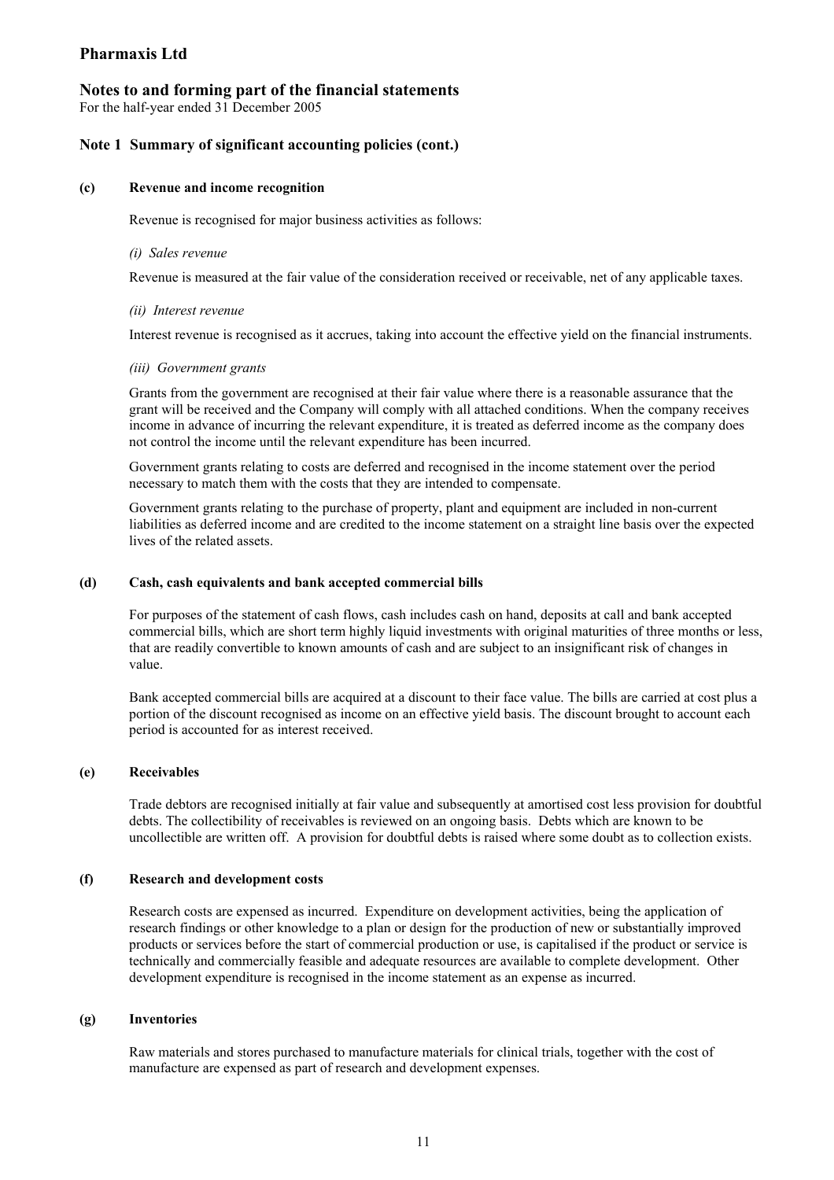# Pharmaxis Ltd

## Notes to and forming part of the financial statements

For the half-year ended 31 December 2005

### Note 1 Summary of significant accounting policies (cont.)

#### (c) Revenue and income recognition

Revenue is recognised for major business activities as follows:

*(i) Sales revenue*

Revenue is measured at the fair value of the consideration received or receivable, net of any applicable taxes.

*(ii) Interest revenue*

Interest revenue is recognised as it accrues, taking into account the effective yield on the financial instruments.

*(iii) Government grants*

Grants from the government are recognised at their fair value where there is a reasonable assurance that the grant will be received and the Company will comply with all attached conditions. When the company receives income in advance of incurring the relevant expenditure, it is treated as deferred income as the company does not control the income until the relevant expenditure has been incurred.

Government grants relating to costs are deferred and recognised in the income statement over the period necessary to match them with the costs that they are intended to compensate.

Government grants relating to the purchase of property, plant and equipment are included in non-current liabilities as deferred income and are credited to the income statement on a straight line basis over the expected lives of the related assets.

#### (d) Cash, cash equivalents and bank accepted commercial bills

For purposes of the statement of cash flows, cash includes cash on hand, deposits at call and bank accepted commercial bills, which are short term highly liquid investments with original maturities of three months or less, that are readily convertible to known amounts of cash and are subject to an insignificant risk of changes in value.

Bank accepted commercial bills are acquired at a discount to their face value. The bills are carried at cost plus a portion of the discount recognised as income on an effective yield basis. The discount brought to account each period is accounted for as interest received.

#### (e) Receivables

Trade debtors are recognised initially at fair value and subsequently at amortised cost less provision for doubtful debts. The collectibility of receivables is reviewed on an ongoing basis. Debts which are known to be uncollectible are written off. A provision for doubtful debts is raised where some doubt as to collection exists.

#### (f) Research and development costs

Research costs are expensed as incurred. Expenditure on development activities, being the application of research findings or other knowledge to a plan or design for the production of new or substantially improved products or services before the start of commercial production or use, is capitalised if the product or service is technically and commercially feasible and adequate resources are available to complete development. Other development expenditure is recognised in the income statement as an expense as incurred.

#### (g) Inventories

Raw materials and stores purchased to manufacture materials for clinical trials, together with the cost of manufacture are expensed as part of research and development expenses.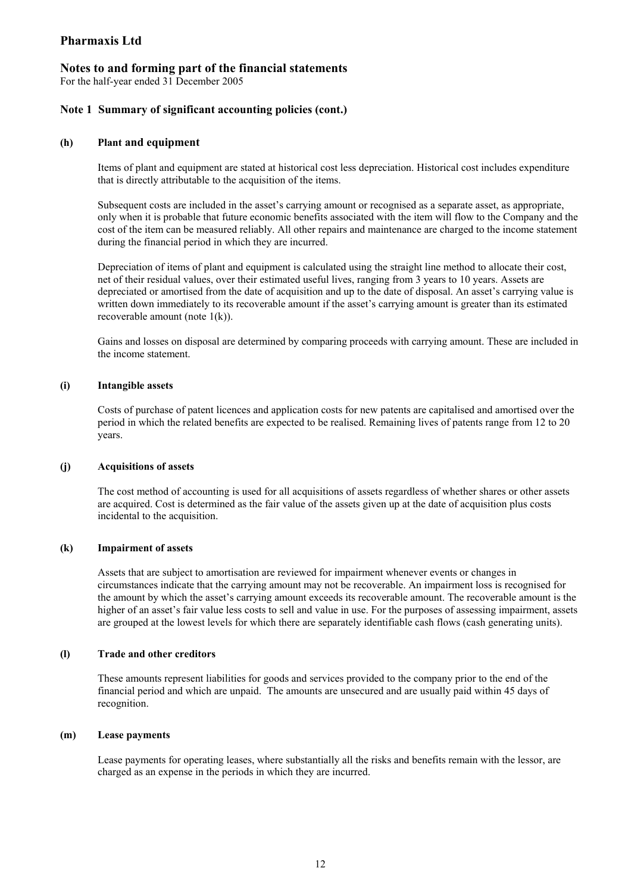# Pharmaxis Ltd

## Notes to and forming part of the financial statements

For the half-year ended 31 December 2005

### Note 1 Summary of significant accounting policies (cont.)

**(h) Plant and equipment**

Items of plant and equipment are stated at historical cost less depreciation. Historical cost includes expenditure that is directly attributable to the acquisition of the items.

Subsequent costs are included in the asset's carrying amount or recognised as a separate asset, as appropriate, only when it is probable that future economic benefits associated with the item will flow to the Company and the cost of the item can be measured reliably. All other repairs and maintenance are charged to the income statement during the financial period in which they are incurred.

Depreciation of items of plant and equipment is calculated using the straight line method to allocate their cost, net of their residual values, over their estimated useful lives, ranging from 3 years to 10 years. Assets are depreciated or amortised from the date of acquisition and up to the date of disposal. An asset's carrying value is written down immediately to its recoverable amount if the asset's carrying amount is greater than its estimated recoverable amount (note 1(k)).

Gains and losses on disposal are determined by comparing proceeds with carrying amount. These are included in the income statement.

**(i) Intangible assets**

Costs of purchase of patent licences and application costs for new patents are capitalised and amortised over the period in which the related benefits are expected to be realised. Remaining lives of patents range from 12 to 20 years.

**(j) Acquisitions of assets**

The cost method of accounting is used for all acquisitions of assets regardless of whether shares or other assets are acquired. Cost is determined as the fair value of the assets given up at the date of acquisition plus costs incidental to the acquisition.

**(k) Impairment of assets**

Assets that are subject to amortisation are reviewed for impairment whenever events or changes in circumstances indicate that the carrying amount may not be recoverable. An impairment loss is recognised for the amount by which the asset's carrying amount exceeds its recoverable amount. The recoverable amount is the higher of an asset's fair value less costs to sell and value in use. For the purposes of assessing impairment, assets are grouped at the lowest levels for which there are separately identifiable cash flows (cash generating units).

**(l) Trade and other creditors**

These amounts represent liabilities for goods and services provided to the company prior to the end of the financial period and which are unpaid. The amounts are unsecured and are usually paid within 45 days of recognition.

**(m) Lease payments**

Lease payments for operating leases, where substantially all the risks and benefits remain with the lessor, are charged as an expense in the periods in which they are incurred.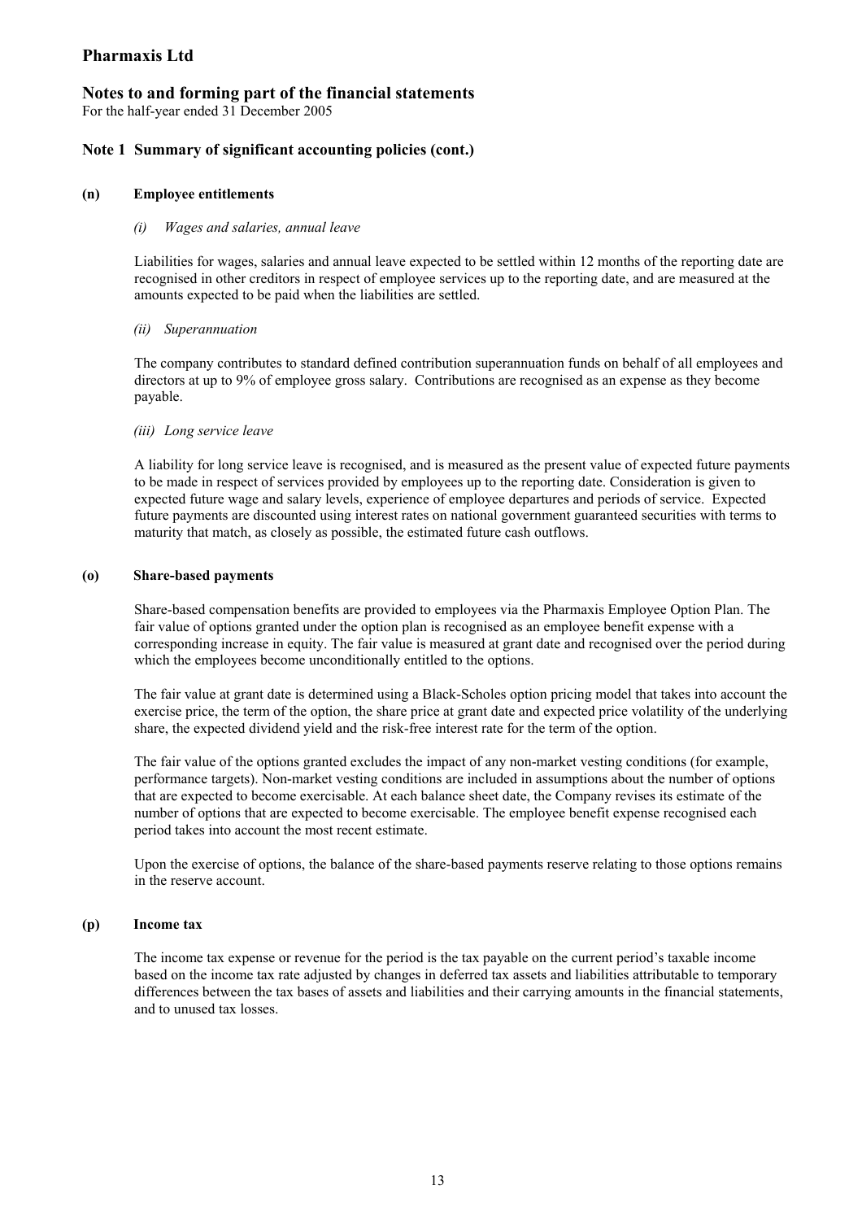# Pharmaxis Ltd

## Notes to and forming part of the financial statements

For the half-year ended 31 December 2005

### Note 1 Summary of significant accounting policies (cont.)

#### (n) Employee entitlements

*(i) Wages and salaries, annual leave*

Liabilities for wages, salaries and annual leave expected to be settled within 12 months of the reporting date are recognised in other creditors in respect of employee services up to the reporting date, and are measured at the amounts expected to be paid when the liabilities are settled.

*(ii) Superannuation*

The company contributes to standard defined contribution superannuation funds on behalf of all employees and directors at up to 9% of employee gross salary. Contributions are recognised as an expense as they become payable.

*(iii) Long service leave*

A liability for long service leave is recognised, and is measured as the present value of expected future payments to be made in respect of services provided by employees up to the reporting date. Consideration is given to expected future wage and salary levels, experience of employee departures and periods of service. Expected future payments are discounted using interest rates on national government guaranteed securities with terms to maturity that match, as closely as possible, the estimated future cash outflows.

#### (o) Share-based payments

Share-based compensation benefits are provided to employees via the Pharmaxis Employee Option Plan. The fair value of options granted under the option plan is recognised as an employee benefit expense with a corresponding increase in equity. The fair value is measured at grant date and recognised over the period during which the employees become unconditionally entitled to the options.

The fair value at grant date is determined using a Black-Scholes option pricing model that takes into account the exercise price, the term of the option, the share price at grant date and expected price volatility of the underlying share, the expected dividend yield and the risk-free interest rate for the term of the option.

The fair value of the options granted excludes the impact of any non-market vesting conditions (for example, performance targets). Non-market vesting conditions are included in assumptions about the number of options that are expected to become exercisable. At each balance sheet date, the Company revises its estimate of the number of options that are expected to become exercisable. The employee benefit expense recognised each period takes into account the most recent estimate.

Upon the exercise of options, the balance of the share-based payments reserve relating to those options remains in the reserve account.

#### (p) Income tax

The income tax expense or revenue for the period is the tax payable on the current period's taxable income based on the income tax rate adjusted by changes in deferred tax assets and liabilities attributable to temporary differences between the tax bases of assets and liabilities and their carrying amounts in the financial statements, and to unused tax losses.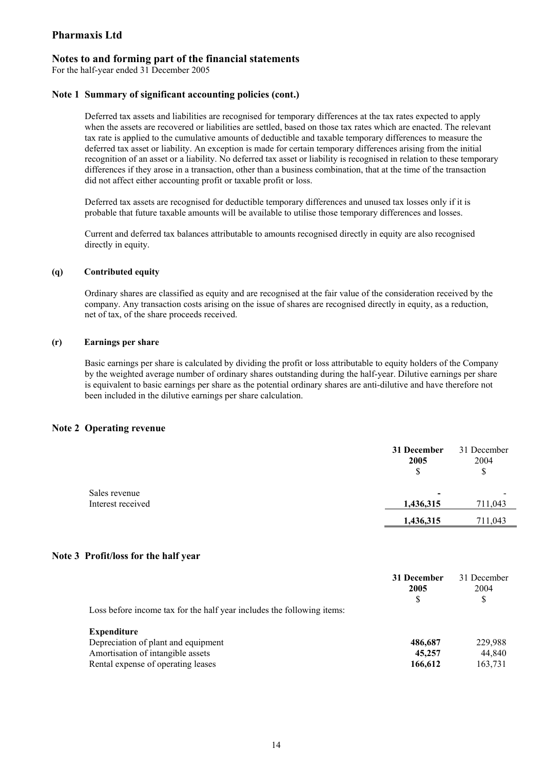# Pharmaxis Ltd

## Notes to and forming part of the financial statements

For the half-year ended 31 December 2005

### Note 1 Summary of significant accounting policies (cont.)

Deferred tax assets and liabilities are recognised for temporary differences at the tax rates expected to apply when the assets are recovered or liabilities are settled, based on those tax rates which are enacted. The relevant tax rate is applied to the cumulative amounts of deductible and taxable temporary differences to measure the deferred tax asset or liability. An exception is made for certain temporary differences arising from the initial recognition of an asset or a liability. No deferred tax asset or liability is recognised in relation to these temporary differences if they arose in a transaction, other than a business combination, that at the time of the transaction did not affect either accounting profit or taxable profit or loss.

Deferred tax assets are recognised for deductible temporary differences and unused tax losses only if it is probable that future taxable amounts will be available to utilise those temporary differences and losses.

Current and deferred tax balances attributable to amounts recognised directly in equity are also recognised directly in equity.

#### (q) Contributed equity

Ordinary shares are classified as equity and are recognised at the fair value of the consideration received by the company. Any transaction costs arising on the issue of shares are recognised directly in equity, as a reduction, net of tax, of the share proceeds received.

#### (r) Earnings per share

Basic earnings per share is calculated by dividing the profit or loss attributable to equity holders of the Company by the weighted average number of ordinary shares outstanding during the half-year. Dilutive earnings per share is equivalent to basic earnings per share as the potential ordinary shares are anti-dilutive and have therefore not been included in the dilutive earnings per share calculation.

### Note 2 Operating revenue

| | **31 December 2005** **$** | 31 December 2004 $ |
|---|---|---|
| Sales revenue | **-** | - |
| Interest received | **1,436,315** | 711,043 |
| | **1,436,315** | 711,043 |

### Note 3 Profit/loss for the half year

| | **31 December 2005** **$** | 31 December 2004 $ |
|---|---|---|
| Loss before income tax for the half year includes the following items: | | |
| **Expenditure** | | |
| Depreciation of plant and equipment | **486,687** | 229,988 |
| Amortisation of intangible assets | **45,257** | 44,840 |
| Rental expense of operating leases | **166,612** | 163,731 |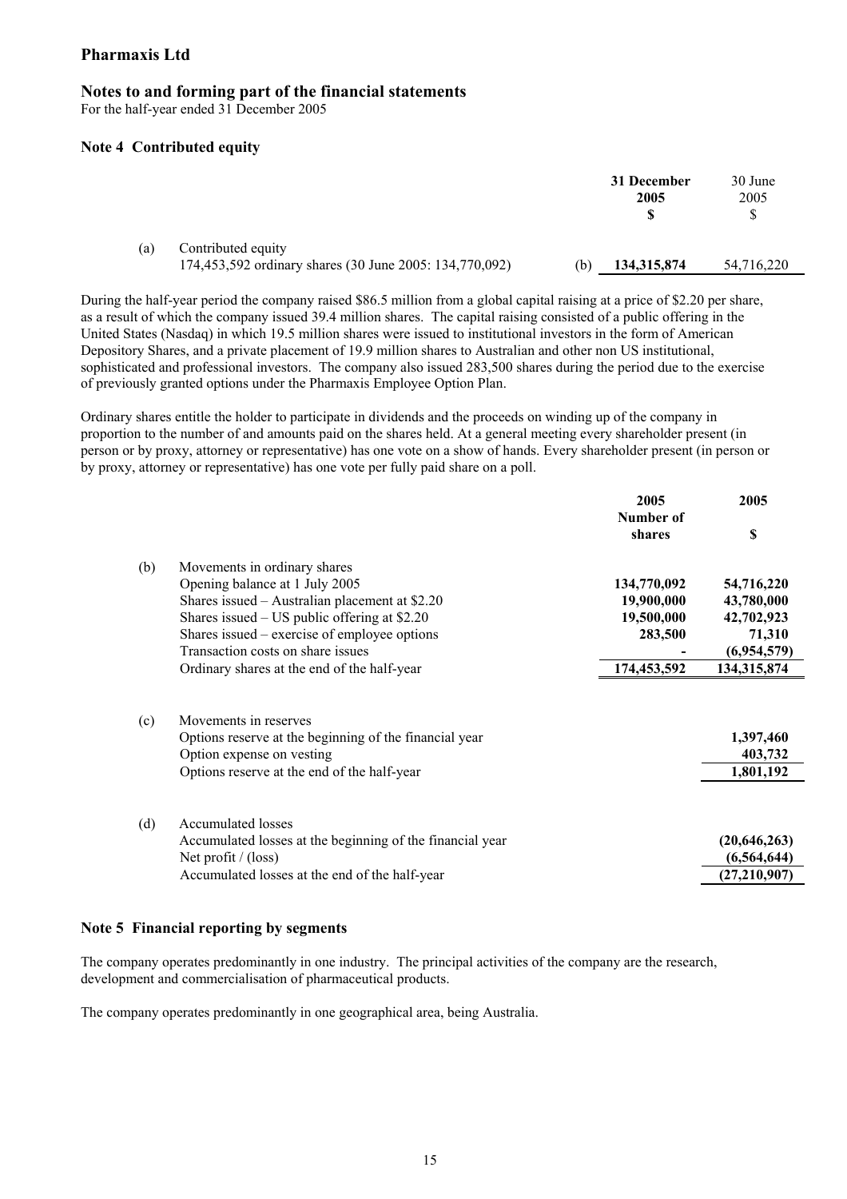## Pharmaxis Ltd

### Notes to and forming part of the financial statements

For the half-year ended 31 December 2005

### Note 4 Contributed equity

| | | | **31 December 2005** **$** | 30 June 2005 $ |
|---|---|---|---|---|
| (a) | Contributed equity<br>174,453,592 ordinary shares (30 June 2005: 134,770,092) | (b) | **134,315,874** | 54,716,220 |

During the half-year period the company raised $86.5 million from a global capital raising at a price of $2.20 per share, as a result of which the company issued 39.4 million shares. The capital raising consisted of a public offering in the United States (Nasdaq) in which 19.5 million shares were issued to institutional investors in the form of American Depository Shares, and a private placement of 19.9 million shares to Australian and other non US institutional, sophisticated and professional investors. The company also issued 283,500 shares during the period due to the exercise of previously granted options under the Pharmaxis Employee Option Plan.

Ordinary shares entitle the holder to participate in dividends and the proceeds on winding up of the company in proportion to the number of and amounts paid on the shares held. At a general meeting every shareholder present (in person or by proxy, attorney or representative) has one vote on a show of hands. Every shareholder present (in person or by proxy, attorney or representative) has one vote per fully paid share on a poll.

| | | **2005 Number of shares** | **2005 $** |
|---|---|---|---|
| (b) | Movements in ordinary shares | | |
| | Opening balance at 1 July 2005 | **134,770,092** | **54,716,220** |
| | Shares issued – Australian placement at $2.20 | **19,900,000** | **43,780,000** |
| | Shares issued – US public offering at $2.20 | **19,500,000** | **42,702,923** |
| | Shares issued – exercise of employee options | **283,500** | **71,310** |
| | Transaction costs on share issues | **-** | **(6,954,579)** |
| | Ordinary shares at the end of the half-year | **174,453,592** | **134,315,874** |
| | | | |
| (c) | Movements in reserves | | |
| | Options reserve at the beginning of the financial year | | **1,397,460** |
| | Option expense on vesting | | **403,732** |
| | Options reserve at the end of the half-year | | **1,801,192** |
| | | | |
| (d) | Accumulated losses | | |
| | Accumulated losses at the beginning of the financial year | | **(20,646,263)** |
| | Net profit / (loss) | | **(6,564,644)** |
| | Accumulated losses at the end of the half-year | | **(27,210,907)** |

### Note 5 Financial reporting by segments

The company operates predominantly in one industry. The principal activities of the company are the research, development and commercialisation of pharmaceutical products.

The company operates predominantly in one geographical area, being Australia.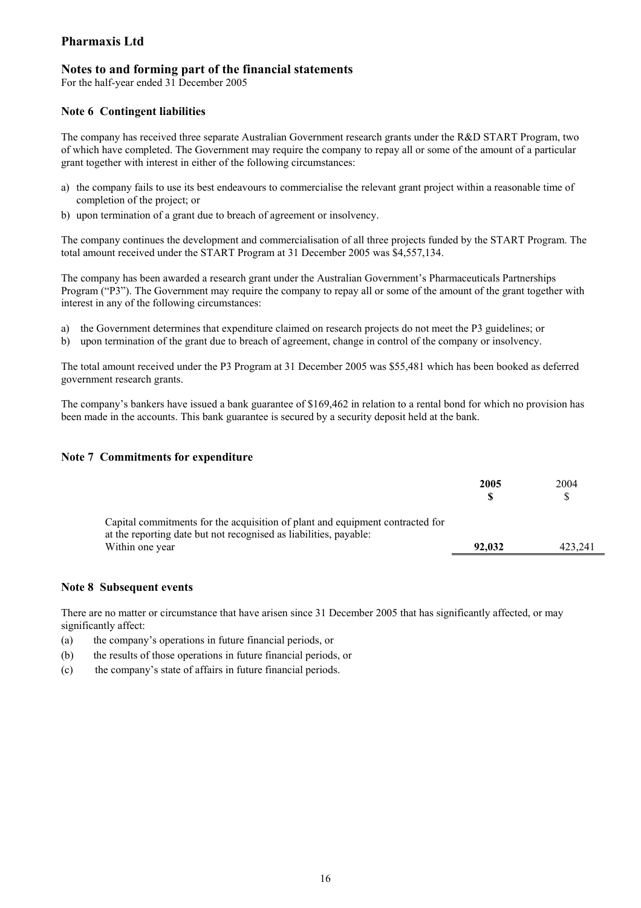# Pharmaxis Ltd

## Notes to and forming part of the financial statements

For the half-year ended 31 December 2005

### Note 6 Contingent liabilities

The company has received three separate Australian Government research grants under the R&D START Program, two of which have completed. The Government may require the company to repay all or some of the amount of a particular grant together with interest in either of the following circumstances:

a) the company fails to use its best endeavours to commercialise the relevant grant project within a reasonable time of completion of the project; or
b) upon termination of a grant due to breach of agreement or insolvency.

The company continues the development and commercialisation of all three projects funded by the START Program. The total amount received under the START Program at 31 December 2005 was $4,557,134.

The company has been awarded a research grant under the Australian Government's Pharmaceuticals Partnerships Program ("P3"). The Government may require the company to repay all or some of the amount of the grant together with interest in any of the following circumstances:

a) the Government determines that expenditure claimed on research projects do not meet the P3 guidelines; or
b) upon termination of the grant due to breach of agreement, change in control of the company or insolvency.

The total amount received under the P3 Program at 31 December 2005 was $55,481 which has been booked as deferred government research grants.

The company's bankers have issued a bank guarantee of $169,462 in relation to a rental bond for which no provision has been made in the accounts. This bank guarantee is secured by a security deposit held at the bank.

### Note 7 Commitments for expenditure

| | **2005** **$** | 2004 $ |
|---|---|---|
| Capital commitments for the acquisition of plant and equipment contracted for at the reporting date but not recognised as liabilities, payable: | | |
| Within one year | **92,032** | 423,241 |

### Note 8 Subsequent events

There are no matter or circumstance that have arisen since 31 December 2005 that has significantly affected, or may significantly affect:

(a) the company's operations in future financial periods, or
(b) the results of those operations in future financial periods, or
(c) the company's state of affairs in future financial periods.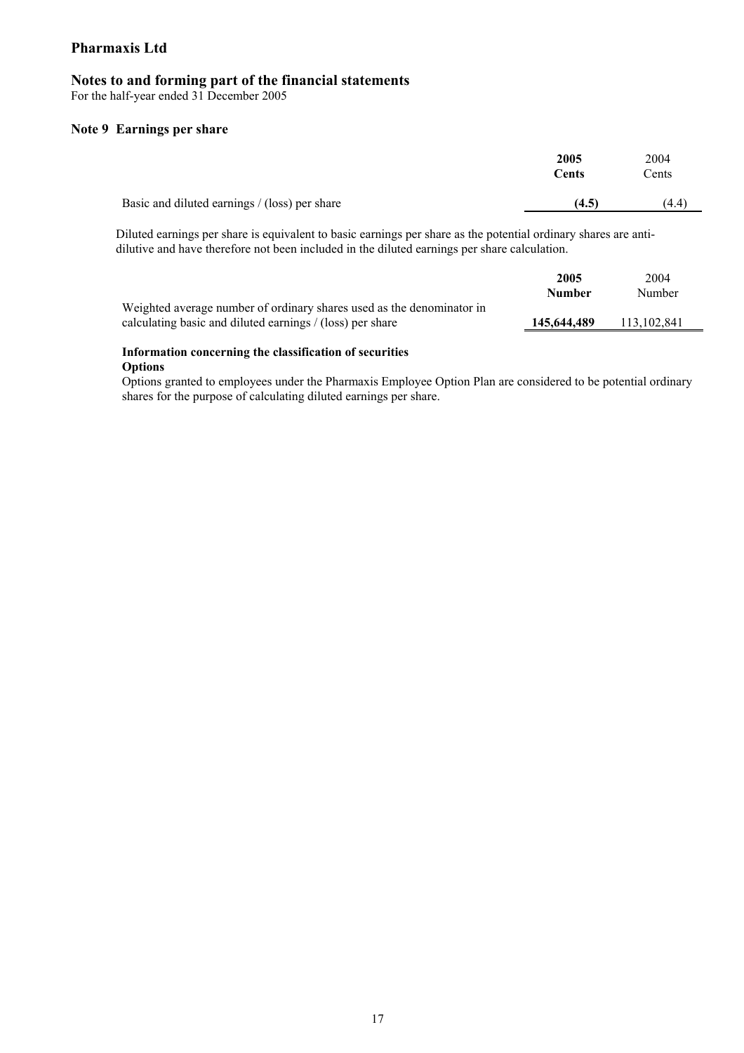# Pharmaxis Ltd

## Notes to and forming part of the financial statements

For the half-year ended 31 December 2005

### Note 9 Earnings per share

| | 2005 Cents | 2004 Cents |
|---|---|---|
| Basic and diluted earnings / (loss) per share | **(4.5)** | (4.4) |

Diluted earnings per share is equivalent to basic earnings per share as the potential ordinary shares are anti-dilutive and have therefore not been included in the diluted earnings per share calculation.

| | 2005 Number | 2004 Number |
|---|---|---|
| Weighted average number of ordinary shares used as the denominator in calculating basic and diluted earnings / (loss) per share | **145,644,489** | 113,102,841 |

**Information concerning the classification of securities**

**Options**

Options granted to employees under the Pharmaxis Employee Option Plan are considered to be potential ordinary shares for the purpose of calculating diluted earnings per share.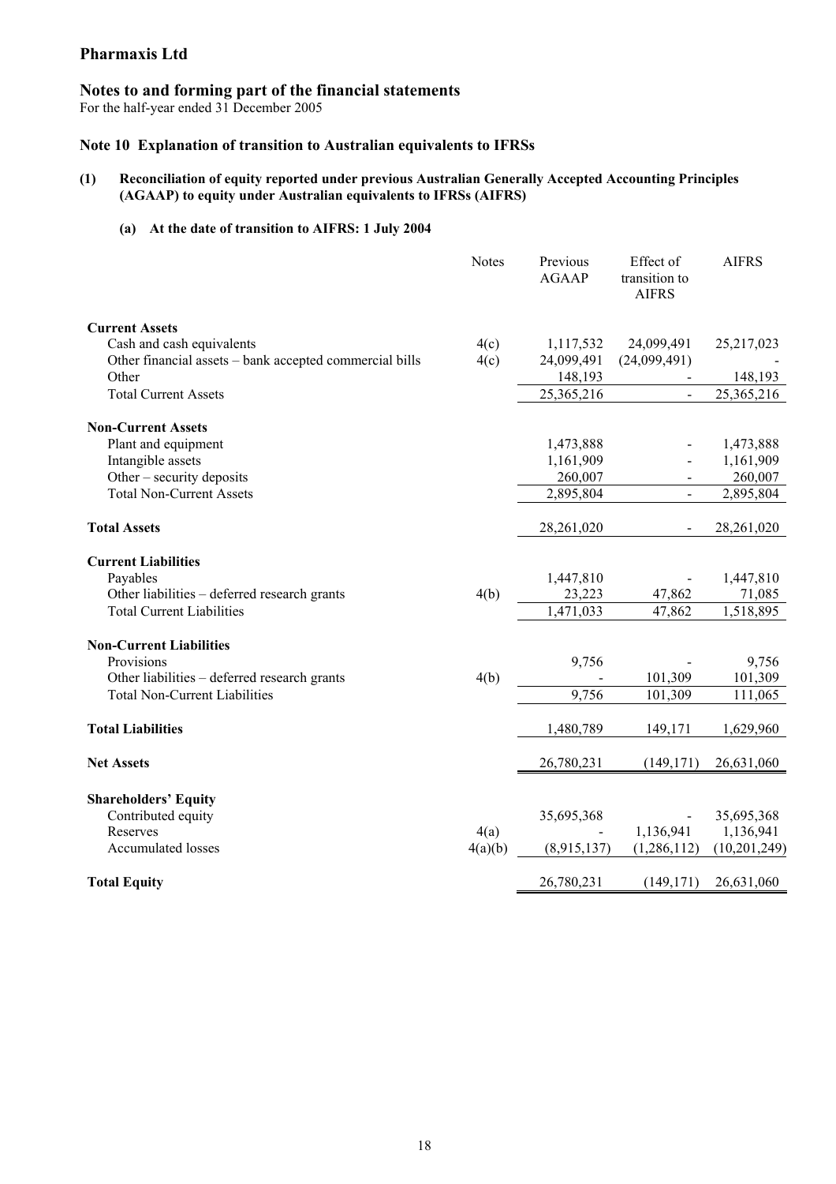# Pharmaxis Ltd

## Notes to and forming part of the financial statements

For the half-year ended 31 December 2005

### Note 10 Explanation of transition to Australian equivalents to IFRSs

**(1) Reconciliation of equity reported under previous Australian Generally Accepted Accounting Principles (AGAAP) to equity under Australian equivalents to IFRSs (AIFRS)**

**(a) At the date of transition to AIFRS: 1 July 2004**

| | Notes | Previous AGAAP | Effect of transition to AIFRS | AIFRS |
|---|---|---|---|---|
| **Current Assets** | | | | |
| Cash and cash equivalents | 4(c) | 1,117,532 | 24,099,491 | 25,217,023 |
| Other financial assets – bank accepted commercial bills | 4(c) | 24,099,491 | (24,099,491) | - |
| Other | | 148,193 | - | 148,193 |
| Total Current Assets | | 25,365,216 | - | 25,365,216 |
| **Non-Current Assets** | | | | |
| Plant and equipment | | 1,473,888 | - | 1,473,888 |
| Intangible assets | | 1,161,909 | - | 1,161,909 |
| Other – security deposits | | 260,007 | - | 260,007 |
| Total Non-Current Assets | | 2,895,804 | - | 2,895,804 |
| **Total Assets** | | 28,261,020 | - | 28,261,020 |
| **Current Liabilities** | | | | |
| Payables | | 1,447,810 | - | 1,447,810 |
| Other liabilities – deferred research grants | 4(b) | 23,223 | 47,862 | 71,085 |
| Total Current Liabilities | | 1,471,033 | 47,862 | 1,518,895 |
| **Non-Current Liabilities** | | | | |
| Provisions | | 9,756 | - | 9,756 |
| Other liabilities – deferred research grants | 4(b) | - | 101,309 | 101,309 |
| Total Non-Current Liabilities | | 9,756 | 101,309 | 111,065 |
| **Total Liabilities** | | 1,480,789 | 149,171 | 1,629,960 |
| **Net Assets** | | 26,780,231 | (149,171) | 26,631,060 |
| **Shareholders' Equity** | | | | |
| Contributed equity | | 35,695,368 | - | 35,695,368 |
| Reserves | 4(a) | - | 1,136,941 | 1,136,941 |
| Accumulated losses | 4(a)(b) | (8,915,137) | (1,286,112) | (10,201,249) |
| **Total Equity** | | 26,780,231 | (149,171) | 26,631,060 |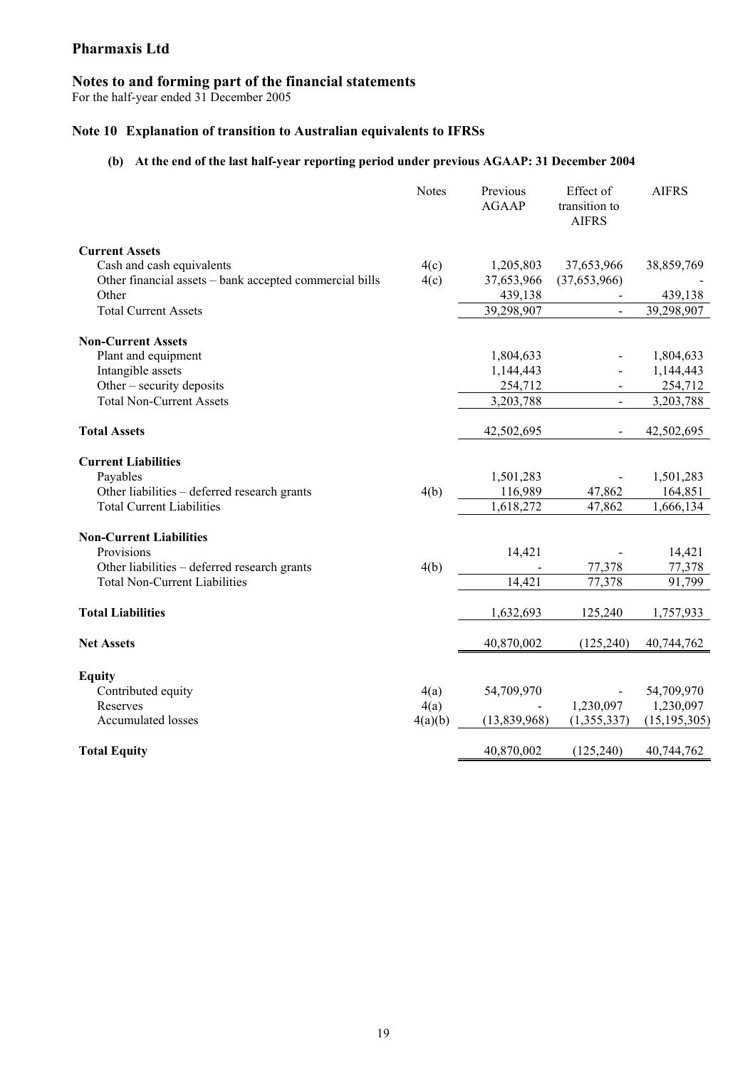## Pharmaxis Ltd

### Notes to and forming part of the financial statements

For the half-year ended 31 December 2005

### Note 10 Explanation of transition to Australian equivalents to IFRSs

#### (b) At the end of the last half-year reporting period under previous AGAAP: 31 December 2004

| | Notes | Previous AGAAP | Effect of transition to AIFRS | AIFRS |
|---|---|---|---|---|
| **Current Assets** | | | | |
| Cash and cash equivalents | 4(c) | 1,205,803 | 37,653,966 | 38,859,769 |
| Other financial assets – bank accepted commercial bills | 4(c) | 37,653,966 | (37,653,966) | - |
| Other | | 439,138 | - | 439,138 |
| Total Current Assets | | 39,298,907 | - | 39,298,907 |
| **Non-Current Assets** | | | | |
| Plant and equipment | | 1,804,633 | - | 1,804,633 |
| Intangible assets | | 1,144,443 | - | 1,144,443 |
| Other – security deposits | | 254,712 | - | 254,712 |
| Total Non-Current Assets | | 3,203,788 | - | 3,203,788 |
| **Total Assets** | | 42,502,695 | - | 42,502,695 |
| **Current Liabilities** | | | | |
| Payables | | 1,501,283 | - | 1,501,283 |
| Other liabilities – deferred research grants | 4(b) | 116,989 | 47,862 | 164,851 |
| Total Current Liabilities | | 1,618,272 | 47,862 | 1,666,134 |
| **Non-Current Liabilities** | | | | |
| Provisions | | 14,421 | - | 14,421 |
| Other liabilities – deferred research grants | 4(b) | - | 77,378 | 77,378 |
| Total Non-Current Liabilities | | 14,421 | 77,378 | 91,799 |
| **Total Liabilities** | | 1,632,693 | 125,240 | 1,757,933 |
| **Net Assets** | | 40,870,002 | (125,240) | 40,744,762 |
| **Equity** | | | | |
| Contributed equity | 4(a) | 54,709,970 | - | 54,709,970 |
| Reserves | 4(a) | - | 1,230,097 | 1,230,097 |
| Accumulated losses | 4(a)(b) | (13,839,968) | (1,355,337) | (15,195,305) |
| **Total Equity** | | 40,870,002 | (125,240) | 40,744,762 |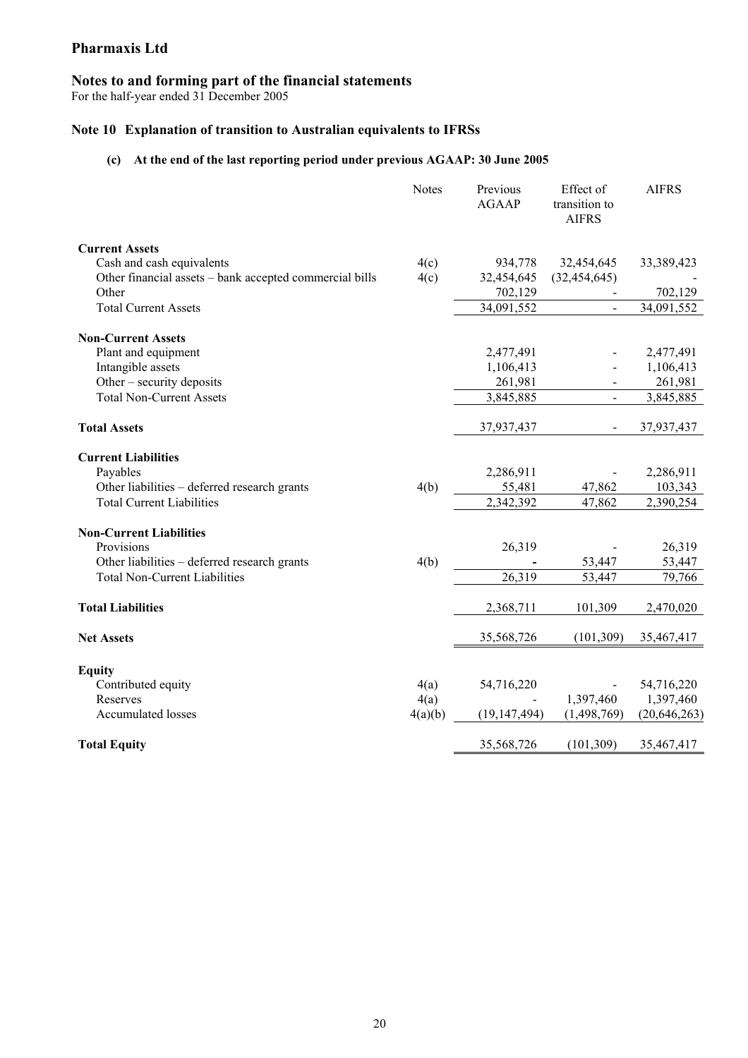# Pharmaxis Ltd

## Notes to and forming part of the financial statements

For the half-year ended 31 December 2005

### Note 10 Explanation of transition to Australian equivalents to IFRSs

#### (c) At the end of the last reporting period under previous AGAAP: 30 June 2005

| | Notes | Previous AGAAP | Effect of transition to AIFRS | AIFRS |
|---|---|---|---|---|
| **Current Assets** | | | | |
| Cash and cash equivalents | 4(c) | 934,778 | 32,454,645 | 33,389,423 |
| Other financial assets – bank accepted commercial bills | 4(c) | 32,454,645 | (32,454,645) | - |
| Other | | 702,129 | - | 702,129 |
| Total Current Assets | | 34,091,552 | - | 34,091,552 |
| **Non-Current Assets** | | | | |
| Plant and equipment | | 2,477,491 | - | 2,477,491 |
| Intangible assets | | 1,106,413 | - | 1,106,413 |
| Other – security deposits | | 261,981 | - | 261,981 |
| Total Non-Current Assets | | 3,845,885 | - | 3,845,885 |
| **Total Assets** | | 37,937,437 | - | 37,937,437 |
| **Current Liabilities** | | | | |
| Payables | | 2,286,911 | - | 2,286,911 |
| Other liabilities – deferred research grants | 4(b) | 55,481 | 47,862 | 103,343 |
| Total Current Liabilities | | 2,342,392 | 47,862 | 2,390,254 |
| **Non-Current Liabilities** | | | | |
| Provisions | | 26,319 | - | 26,319 |
| Other liabilities – deferred research grants | 4(b) | - | 53,447 | 53,447 |
| Total Non-Current Liabilities | | 26,319 | 53,447 | 79,766 |
| **Total Liabilities** | | 2,368,711 | 101,309 | 2,470,020 |
| **Net Assets** | | 35,568,726 | (101,309) | 35,467,417 |
| **Equity** | | | | |
| Contributed equity | 4(a) | 54,716,220 | - | 54,716,220 |
| Reserves | 4(a) | - | 1,397,460 | 1,397,460 |
| Accumulated losses | 4(a)(b) | (19,147,494) | (1,498,769) | (20,646,263) |
| **Total Equity** | | 35,568,726 | (101,309) | 35,467,417 |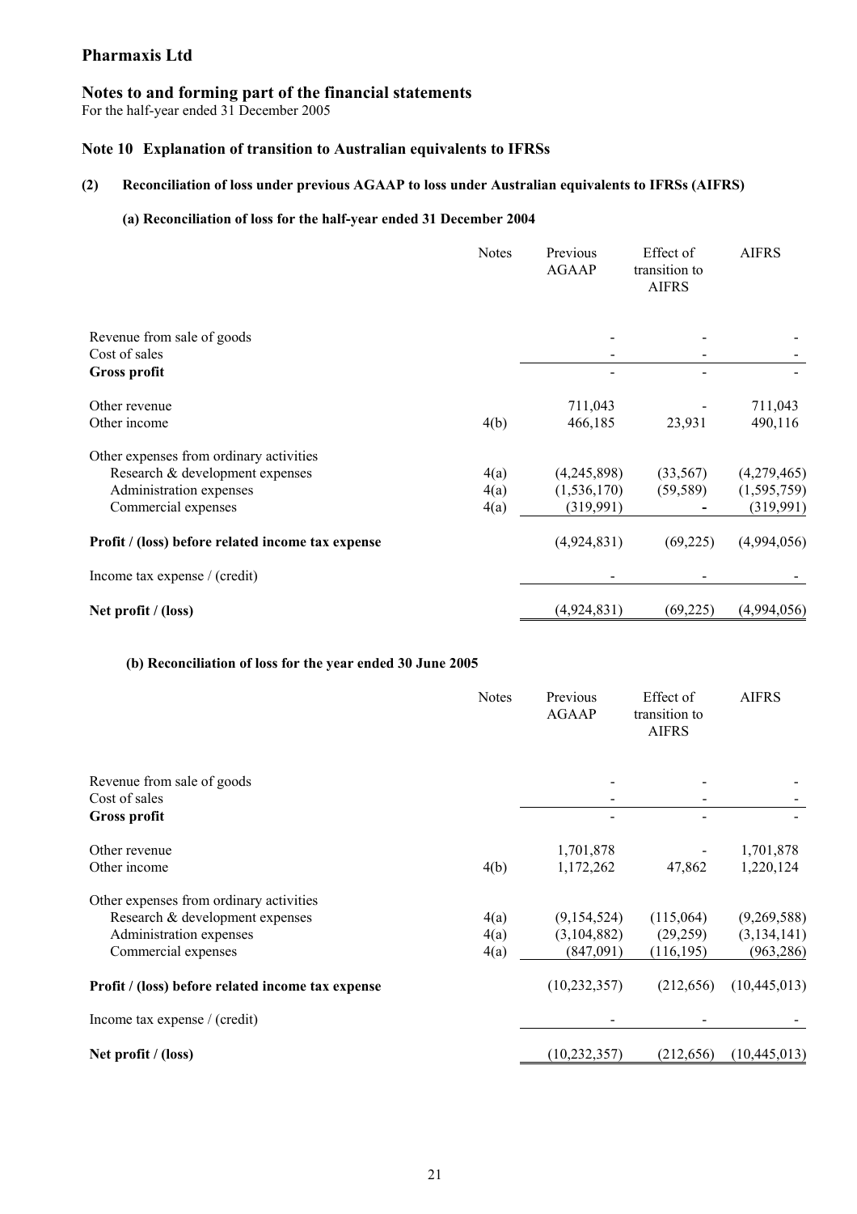# Pharmaxis Ltd

## Notes to and forming part of the financial statements

For the half-year ended 31 December 2005

### Note 10 Explanation of transition to Australian equivalents to IFRSs

#### (2) Reconciliation of loss under previous AGAAP to loss under Australian equivalents to IFRSs (AIFRS)

**(a) Reconciliation of loss for the half-year ended 31 December 2004**

| | Notes | Previous AGAAP | Effect of transition to AIFRS | AIFRS |
|---|---|---|---|---|
| Revenue from sale of goods | | - | - | - |
| Cost of sales | | - | - | - |
| **Gross profit** | | - | - | - |
| Other revenue | | 711,043 | - | 711,043 |
| Other income | 4(b) | 466,185 | 23,931 | 490,116 |
| Other expenses from ordinary activities | | | | |
| Research & development expenses | 4(a) | (4,245,898) | (33,567) | (4,279,465) |
| Administration expenses | 4(a) | (1,536,170) | (59,589) | (1,595,759) |
| Commercial expenses | 4(a) | (319,991) | - | (319,991) |
| **Profit / (loss) before related income tax expense** | | (4,924,831) | (69,225) | (4,994,056) |
| Income tax expense / (credit) | | - | - | - |
| **Net profit / (loss)** | | (4,924,831) | (69,225) | (4,994,056) |

**(b) Reconciliation of loss for the year ended 30 June 2005**

| | Notes | Previous AGAAP | Effect of transition to AIFRS | AIFRS |
|---|---|---|---|---|
| Revenue from sale of goods | | - | - | - |
| Cost of sales | | - | - | - |
| **Gross profit** | | - | - | - |
| Other revenue | | 1,701,878 | - | 1,701,878 |
| Other income | 4(b) | 1,172,262 | 47,862 | 1,220,124 |
| Other expenses from ordinary activities | | | | |
| Research & development expenses | 4(a) | (9,154,524) | (115,064) | (9,269,588) |
| Administration expenses | 4(a) | (3,104,882) | (29,259) | (3,134,141) |
| Commercial expenses | 4(a) | (847,091) | (116,195) | (963,286) |
| **Profit / (loss) before related income tax expense** | | (10,232,357) | (212,656) | (10,445,013) |
| Income tax expense / (credit) | | - | - | - |
| **Net profit / (loss)** | | (10,232,357) | (212,656) | (10,445,013) |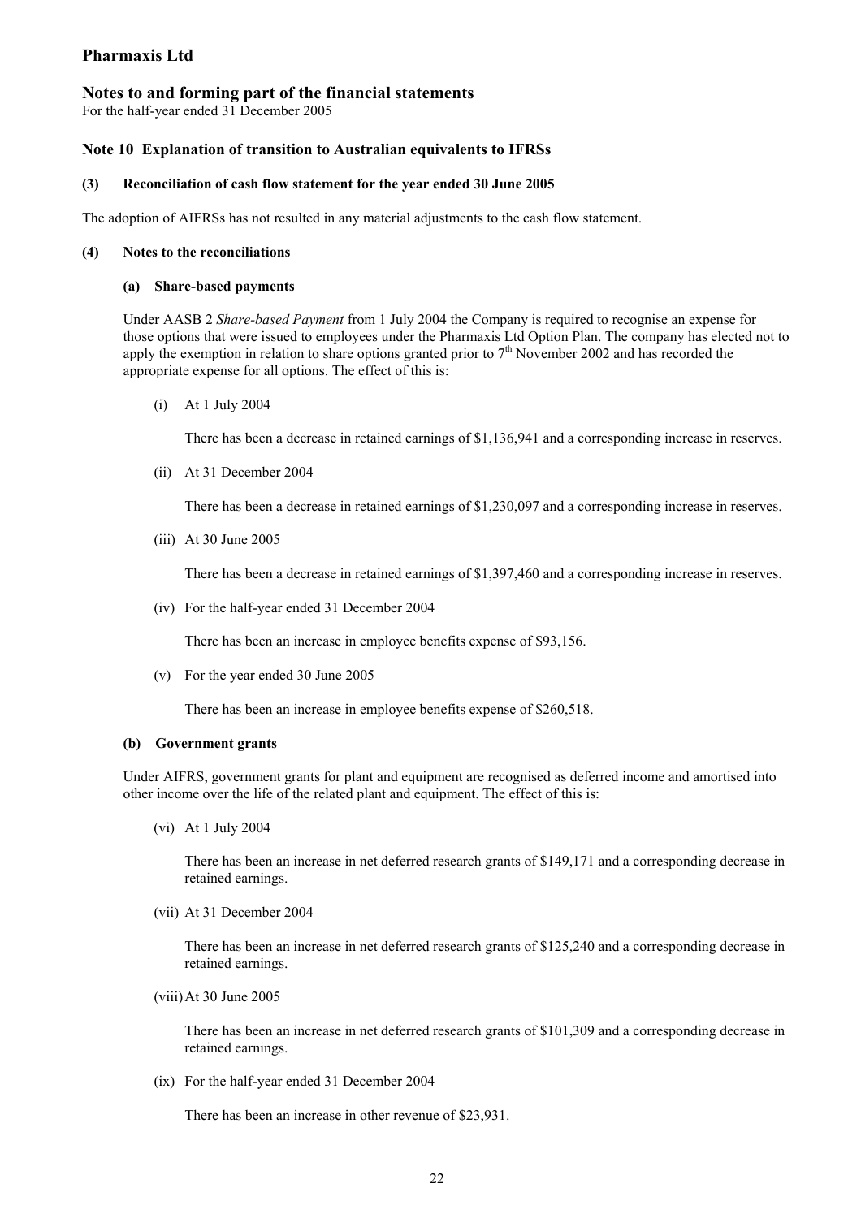# Pharmaxis Ltd

## Notes to and forming part of the financial statements

For the half-year ended 31 December 2005

### Note 10 Explanation of transition to Australian equivalents to IFRSs

#### (3) Reconciliation of cash flow statement for the year ended 30 June 2005

The adoption of AIFRSs has not resulted in any material adjustments to the cash flow statement.

#### (4) Notes to the reconciliations

##### (a) Share-based payments

Under AASB 2 *Share-based Payment* from 1 July 2004 the Company is required to recognise an expense for those options that were issued to employees under the Pharmaxis Ltd Option Plan. The company has elected not to apply the exemption in relation to share options granted prior to 7th November 2002 and has recorded the appropriate expense for all options. The effect of this is:

(i) At 1 July 2004

There has been a decrease in retained earnings of $1,136,941 and a corresponding increase in reserves.

(ii) At 31 December 2004

There has been a decrease in retained earnings of $1,230,097 and a corresponding increase in reserves.

(iii) At 30 June 2005

There has been a decrease in retained earnings of $1,397,460 and a corresponding increase in reserves.

(iv) For the half-year ended 31 December 2004

There has been an increase in employee benefits expense of $93,156.

(v) For the year ended 30 June 2005

There has been an increase in employee benefits expense of $260,518.

##### (b) Government grants

Under AIFRS, government grants for plant and equipment are recognised as deferred income and amortised into other income over the life of the related plant and equipment. The effect of this is:

(vi) At 1 July 2004

There has been an increase in net deferred research grants of $149,171 and a corresponding decrease in retained earnings.

(vii) At 31 December 2004

There has been an increase in net deferred research grants of $125,240 and a corresponding decrease in retained earnings.

(viii) At 30 June 2005

There has been an increase in net deferred research grants of $101,309 and a corresponding decrease in retained earnings.

(ix) For the half-year ended 31 December 2004

There has been an increase in other revenue of $23,931.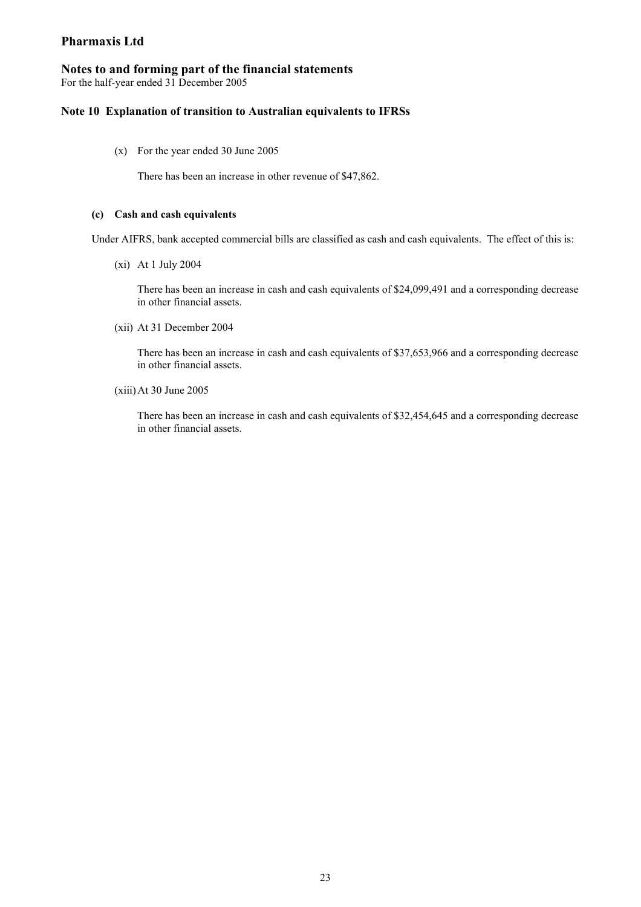# Pharmaxis Ltd

## Notes to and forming part of the financial statements

For the half-year ended 31 December 2005

### Note 10 Explanation of transition to Australian equivalents to IFRSs

(x) For the year ended 30 June 2005

There has been an increase in other revenue of $47,862.

#### (c) Cash and cash equivalents

Under AIFRS, bank accepted commercial bills are classified as cash and cash equivalents. The effect of this is:

(xi) At 1 July 2004

There has been an increase in cash and cash equivalents of $24,099,491 and a corresponding decrease in other financial assets.

(xii) At 31 December 2004

There has been an increase in cash and cash equivalents of $37,653,966 and a corresponding decrease in other financial assets.

(xiii) At 30 June 2005

There has been an increase in cash and cash equivalents of $32,454,645 and a corresponding decrease in other financial assets.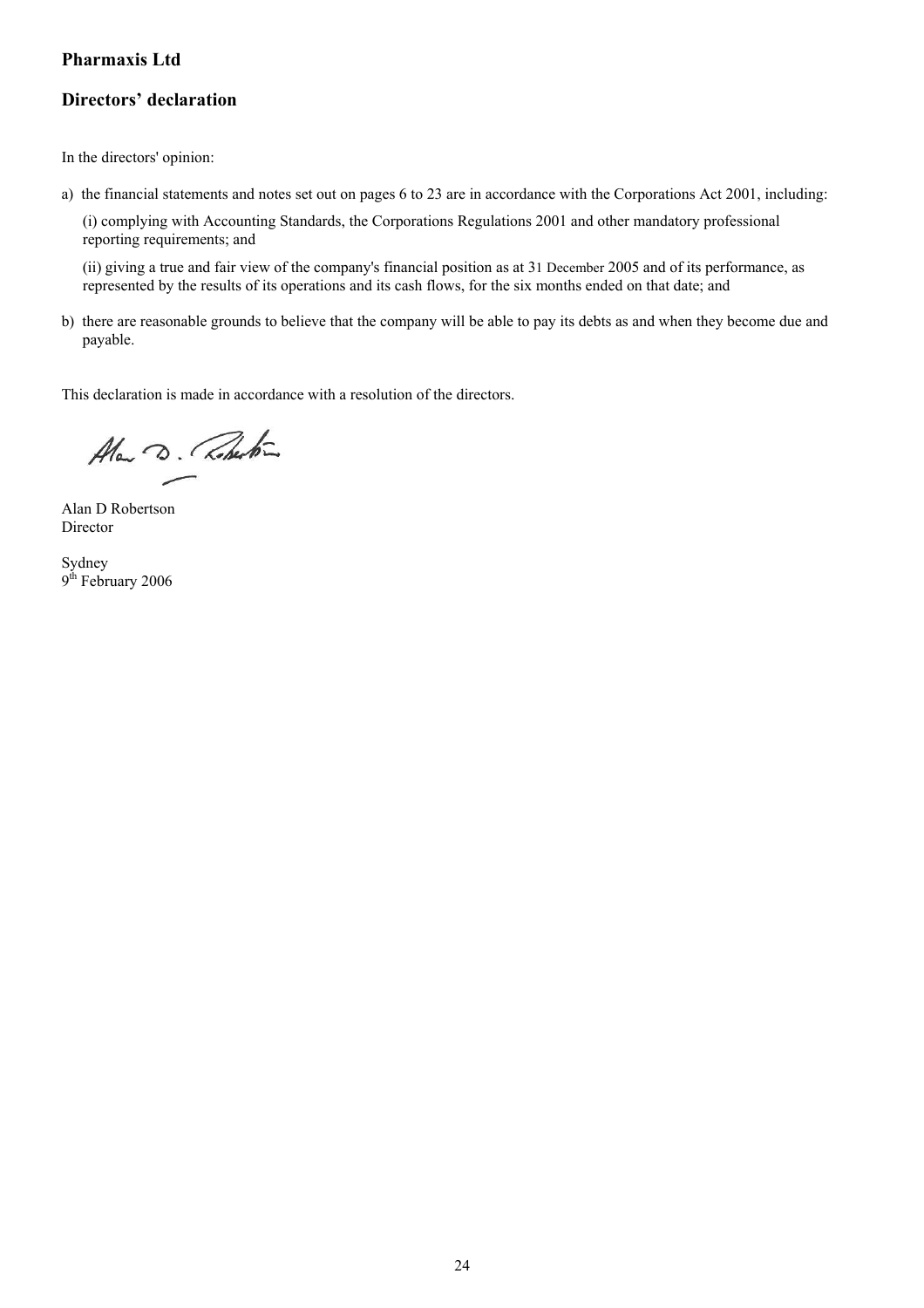## Pharmaxis Ltd

## Directors' declaration

In the directors' opinion:

a) the financial statements and notes set out on pages 6 to 23 are in accordance with the Corporations Act 2001, including:

(i) complying with Accounting Standards, the Corporations Regulations 2001 and other mandatory professional reporting requirements; and

(ii) giving a true and fair view of the company's financial position as at 31 December 2005 and of its performance, as represented by the results of its operations and its cash flows, for the six months ended on that date; and

b) there are reasonable grounds to believe that the company will be able to pay its debts as and when they become due and payable.

This declaration is made in accordance with a resolution of the directors.

Alan D Robertson
Director

Sydney
9th February 2006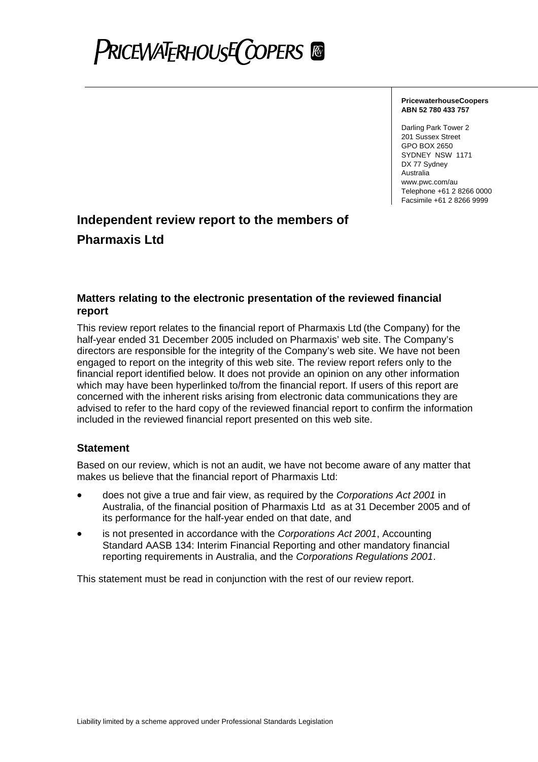PRICEWATERHOUSECOOPERS

**PricewaterhouseCoopers**
**ABN 52 780 433 757**

Darling Park Tower 2
201 Sussex Street
GPO BOX 2650
SYDNEY NSW 1171
DX 77 Sydney
Australia
www.pwc.com/au
Telephone +61 2 8266 0000
Facsimile +61 2 8266 9999

# Independent review report to the members of Pharmaxis Ltd

## Matters relating to the electronic presentation of the reviewed financial report

This review report relates to the financial report of Pharmaxis Ltd (the Company) for the half-year ended 31 December 2005 included on Pharmaxis' web site. The Company's directors are responsible for the integrity of the Company's web site. We have not been engaged to report on the integrity of this web site. The review report refers only to the financial report identified below. It does not provide an opinion on any other information which may have been hyperlinked to/from the financial report. If users of this report are concerned with the inherent risks arising from electronic data communications they are advised to refer to the hard copy of the reviewed financial report to confirm the information included in the reviewed financial report presented on this web site.

## Statement

Based on our review, which is not an audit, we have not become aware of any matter that makes us believe that the financial report of Pharmaxis Ltd:

- does not give a true and fair view, as required by the *Corporations Act 2001* in Australia, of the financial position of Pharmaxis Ltd as at 31 December 2005 and of its performance for the half-year ended on that date, and
- is not presented in accordance with the *Corporations Act 2001*, Accounting Standard AASB 134: Interim Financial Reporting and other mandatory financial reporting requirements in Australia, and the *Corporations Regulations 2001*.

This statement must be read in conjunction with the rest of our review report.

Liability limited by a scheme approved under Professional Standards Legislation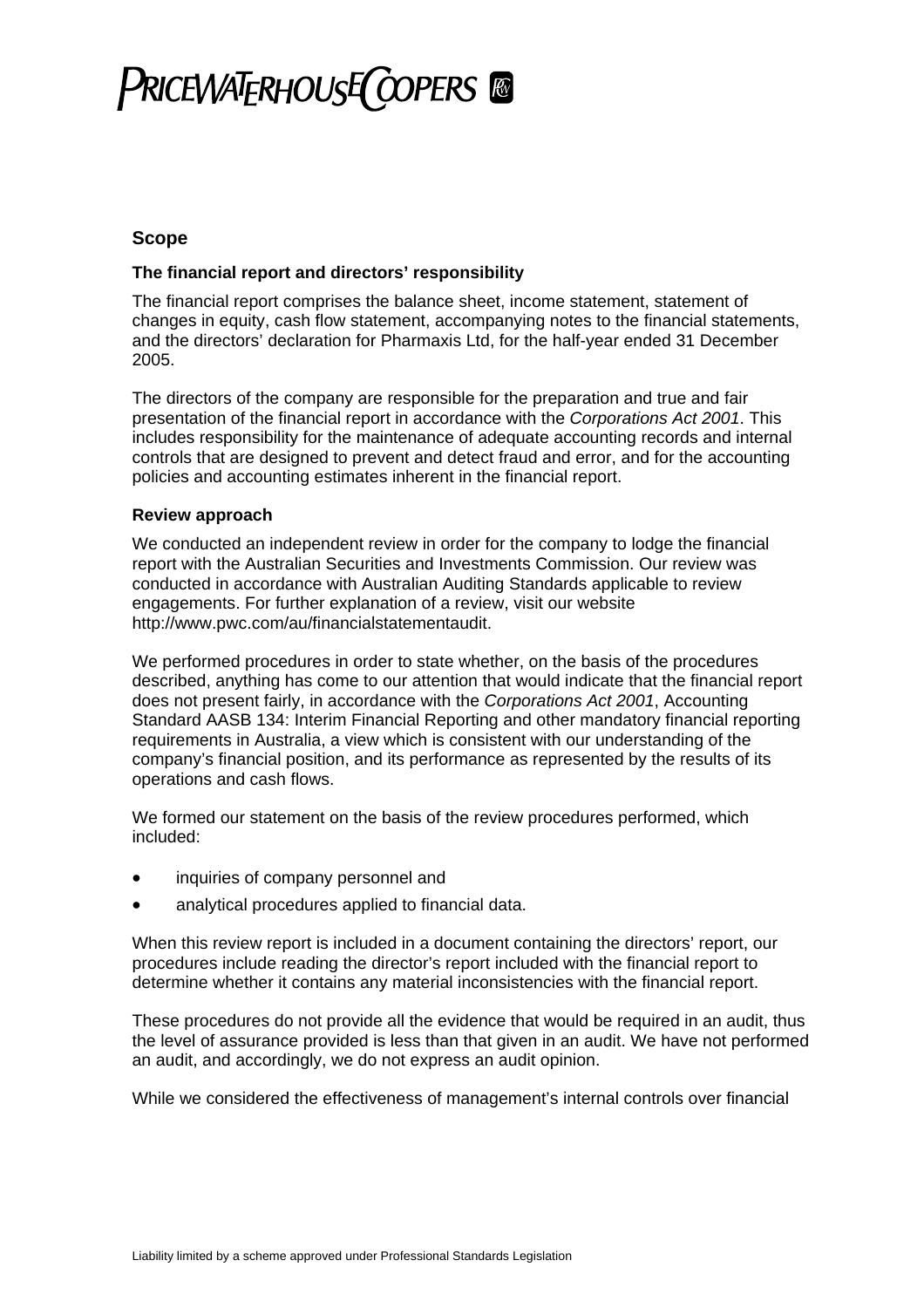## Scope

### The financial report and directors' responsibility

The financial report comprises the balance sheet, income statement, statement of changes in equity, cash flow statement, accompanying notes to the financial statements, and the directors' declaration for Pharmaxis Ltd, for the half-year ended 31 December 2005.

The directors of the company are responsible for the preparation and true and fair presentation of the financial report in accordance with the *Corporations Act 2001*. This includes responsibility for the maintenance of adequate accounting records and internal controls that are designed to prevent and detect fraud and error, and for the accounting policies and accounting estimates inherent in the financial report.

### Review approach

We conducted an independent review in order for the company to lodge the financial report with the Australian Securities and Investments Commission. Our review was conducted in accordance with Australian Auditing Standards applicable to review engagements. For further explanation of a review, visit our website http://www.pwc.com/au/financialstatementaudit.

We performed procedures in order to state whether, on the basis of the procedures described, anything has come to our attention that would indicate that the financial report does not present fairly, in accordance with the *Corporations Act 2001*, Accounting Standard AASB 134: Interim Financial Reporting and other mandatory financial reporting requirements in Australia, a view which is consistent with our understanding of the company's financial position, and its performance as represented by the results of its operations and cash flows.

We formed our statement on the basis of the review procedures performed, which included:

- inquiries of company personnel and
- analytical procedures applied to financial data.

When this review report is included in a document containing the directors' report, our procedures include reading the director's report included with the financial report to determine whether it contains any material inconsistencies with the financial report.

These procedures do not provide all the evidence that would be required in an audit, thus the level of assurance provided is less than that given in an audit. We have not performed an audit, and accordingly, we do not express an audit opinion.

While we considered the effectiveness of management's internal controls over financial

Liability limited by a scheme approved under Professional Standards Legislation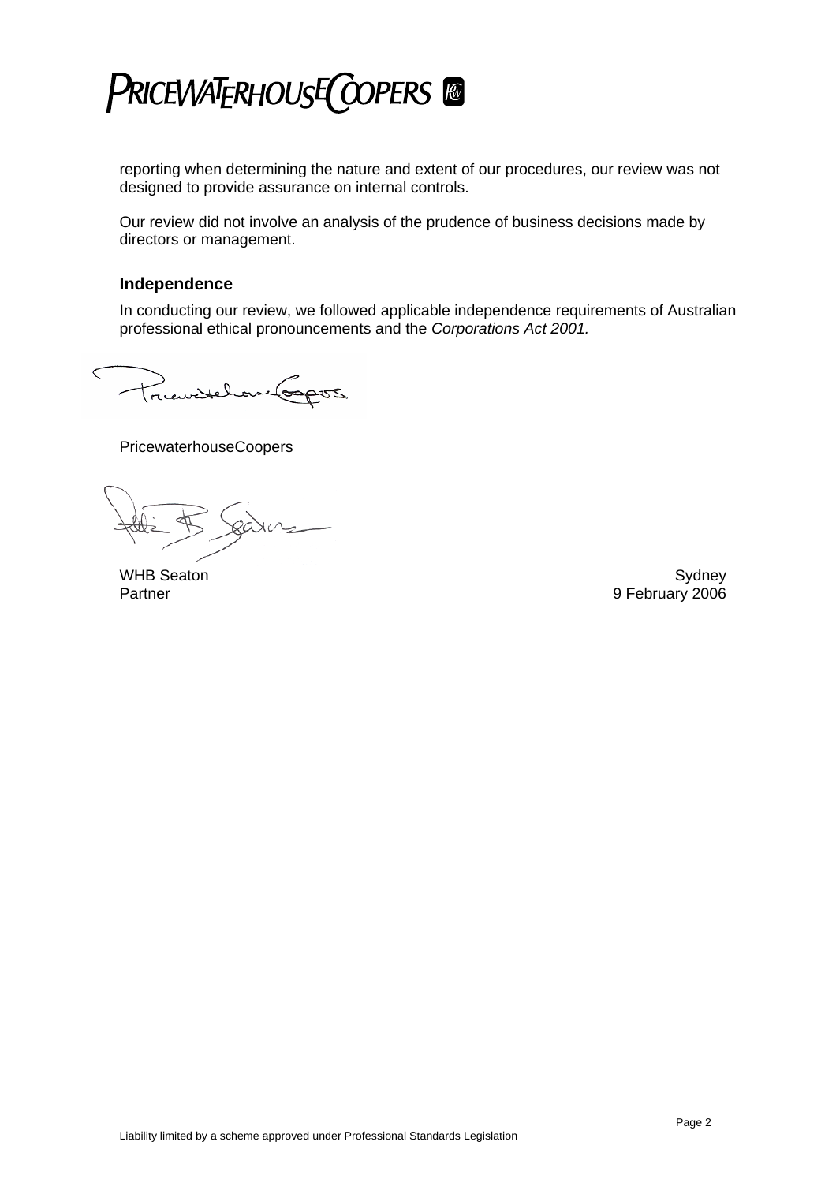reporting when determining the nature and extent of our procedures, our review was not designed to provide assurance on internal controls.

Our review did not involve an analysis of the prudence of business decisions made by directors or management.

## Independence

In conducting our review, we followed applicable independence requirements of Australian professional ethical pronouncements and the *Corporations Act 2001.*

PricewaterhouseCoopers

WHB Seaton
Partner

Sydney
9 February 2006

Liability limited by a scheme approved under Professional Standards Legislation